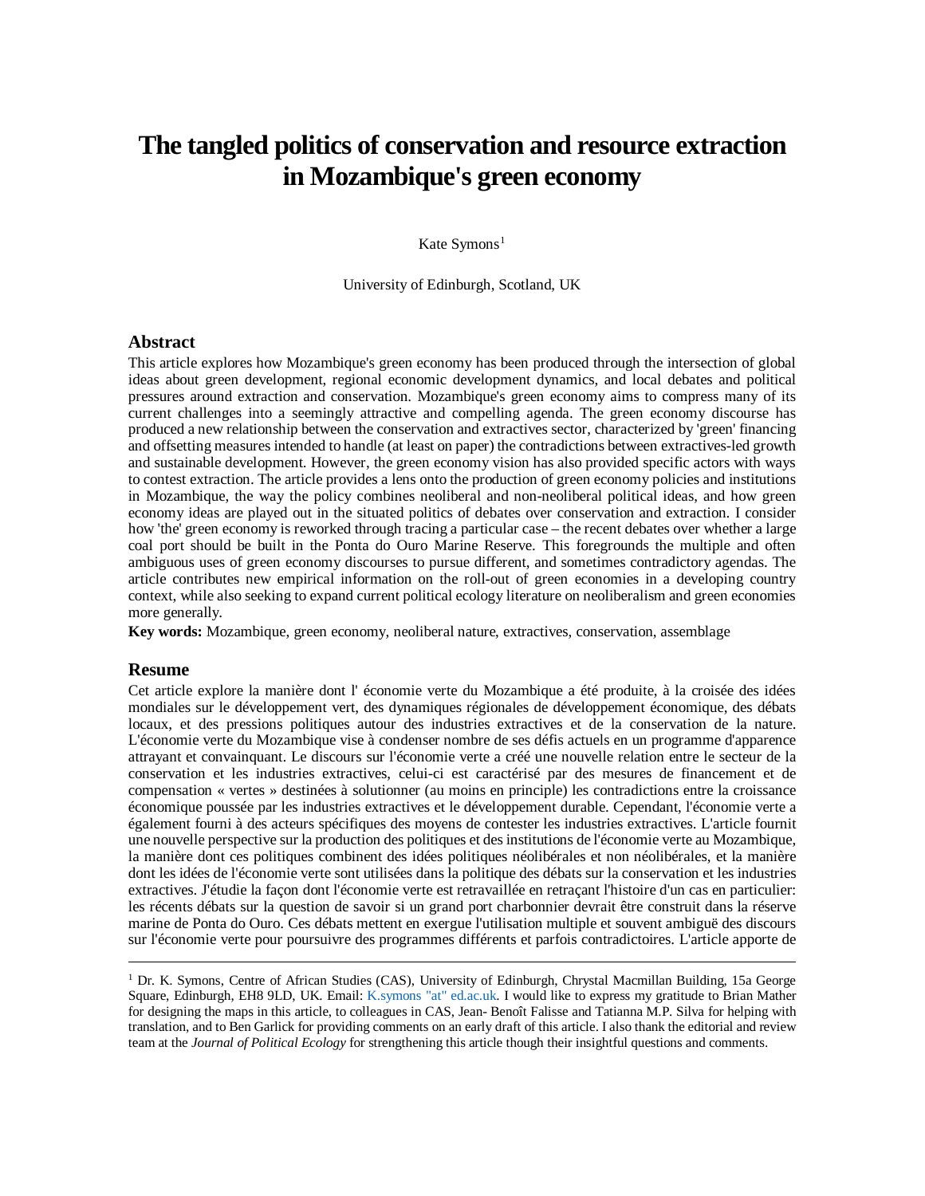# The tangled politics of conservation and resource extraction in Mozambique's green economy

Kate Symons[1]

University of Edinburgh, Scotland, UK

## Abstract

This article explores how Mozambique's green economy has been produced through the intersection of global ideas about green development, regional economic development dynamics, and local debates and political pressures around extraction and conservation. Mozambique's green economy aims to compress many of its current challenges into a seemingly attractive and compelling agenda. The green economy discourse has produced a new relationship between the conservation and extractives sector, characterized by 'green' financing and offsetting measures intended to handle (at least on paper) the contradictions between extractives-led growth and sustainable development. However, the green economy vision has also provided specific actors with ways to contest extraction. The article provides a lens onto the production of green economy policies and institutions in Mozambique, the way the policy combines neoliberal and non-neoliberal political ideas, and how green economy ideas are played out in the situated politics of debates over conservation and extraction. I consider how 'the' green economy is reworked through tracing a particular case – the recent debates over whether a large coal port should be built in the Ponta do Ouro Marine Reserve. This foregrounds the multiple and often ambiguous uses of green economy discourses to pursue different, and sometimes contradictory agendas. The article contributes new empirical information on the roll-out of green economies in a developing country context, while also seeking to expand current political ecology literature on neoliberalism and green economies more generally.

**Key words:** Mozambique, green economy, neoliberal nature, extractives, conservation, assemblage

## Resume

Cet article explore la manière dont l' économie verte du Mozambique a été produite, à la croisée des idées mondiales sur le développement vert, des dynamiques régionales de développement économique, des débats locaux, et des pressions politiques autour des industries extractives et de la conservation de la nature. L'économie verte du Mozambique vise à condenser nombre de ses défis actuels en un programme d'apparence attrayant et convainquant. Le discours sur l'économie verte a créé une nouvelle relation entre le secteur de la conservation et les industries extractives, celui-ci est caractérisé par des mesures de financement et de compensation « vertes » destinées à solutionner (au moins en principle) les contradictions entre la croissance économique poussée par les industries extractives et le développement durable. Cependant, l'économie verte a également fourni à des acteurs spécifiques des moyens de contester les industries extractives. L'article fournit une nouvelle perspective sur la production des politiques et des institutions de l'économie verte au Mozambique, la manière dont ces politiques combinent des idées politiques néolibérales et non néolibérales, et la manière dont les idées de l'économie verte sont utilisées dans la politique des débats sur la conservation et les industries extractives. J'étudie la façon dont l'économie verte est retravaillée en retraçant l'histoire d'un cas en particulier: les récents débats sur la question de savoir si un grand port charbonnier devrait être construit dans la réserve marine de Ponta do Ouro. Ces débats mettent en exergue l'utilisation multiple et souvent ambiguë des discours sur l'économie verte pour poursuivre des programmes différents et parfois contradictoires. L'article apporte de

---

[1] Dr. K. Symons, Centre of African Studies (CAS), University of Edinburgh, Chrystal Macmillan Building, 15a George Square, Edinburgh, EH8 9LD, UK. Email: K.symons "at" ed.ac.uk. I would like to express my gratitude to Brian Mather for designing the maps in this article, to colleagues in CAS, Jean- Benoît Falisse and Tatianna M.P. Silva for helping with translation, and to Ben Garlick for providing comments on an early draft of this article. I also thank the editorial and review team at the *Journal of Political Ecology* for strengthening this article though their insightful questions and comments.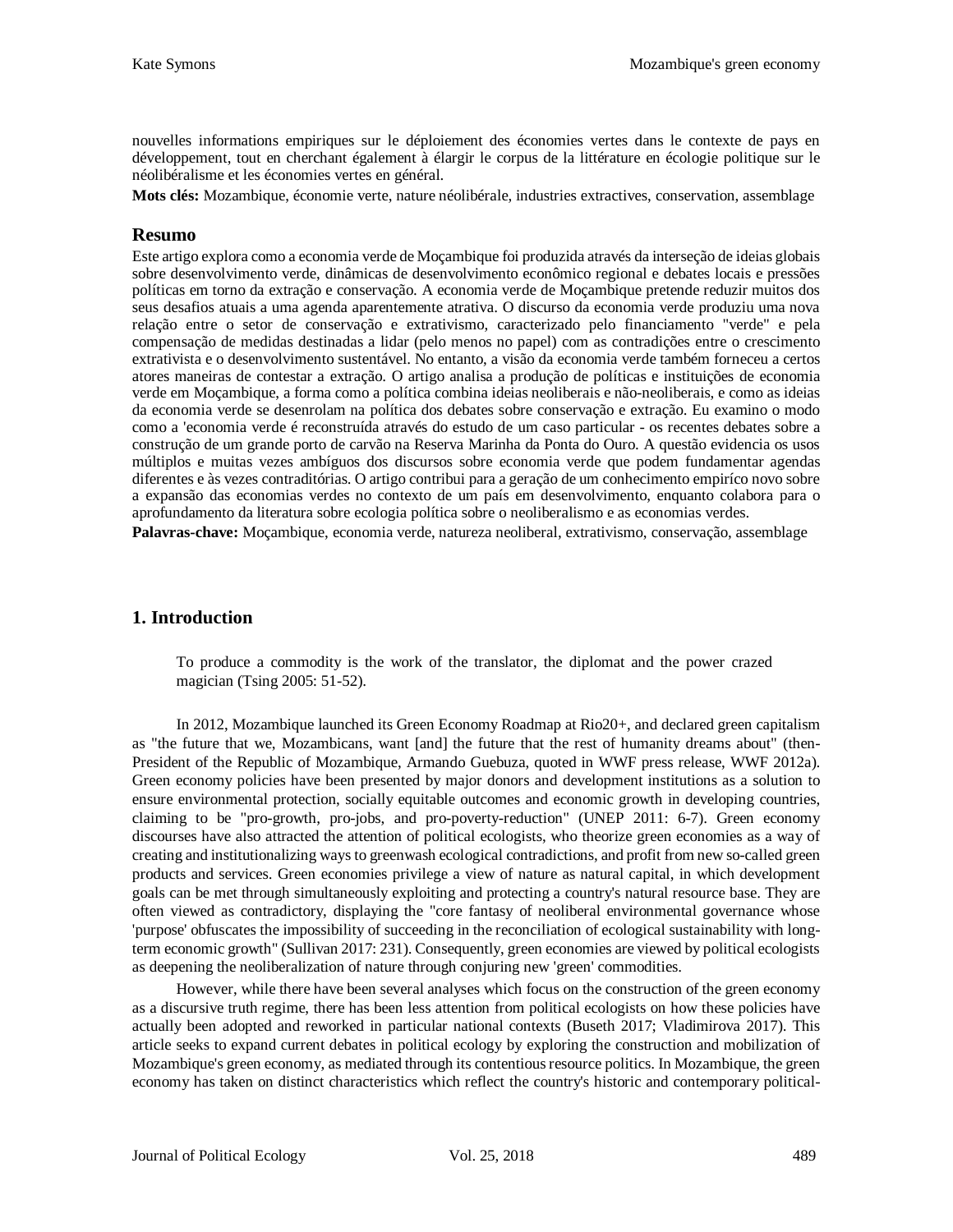nouvelles informations empiriques sur le déploiement des économies vertes dans le contexte de pays en développement, tout en cherchant également à élargir le corpus de la littérature en écologie politique sur le néolibéralisme et les économies vertes en général.

**Mots clés:** Mozambique, économie verte, nature néolibérale, industries extractives, conservation, assemblage

## Resumo

Este artigo explora como a economia verde de Moçambique foi produzida através da interseção de ideias globais sobre desenvolvimento verde, dinâmicas de desenvolvimento econômico regional e debates locais e pressões políticas em torno da extração e conservação. A economia verde de Moçambique pretende reduzir muitos dos seus desafios atuais a uma agenda aparentemente atrativa. O discurso da economia verde produziu uma nova relação entre o setor de conservação e extrativismo, caracterizado pelo financiamento "verde" e pela compensação de medidas destinadas a lidar (pelo menos no papel) com as contradições entre o crescimento extrativista e o desenvolvimento sustentável. No entanto, a visão da economia verde também forneceu a certos atores maneiras de contestar a extração. O artigo analisa a produção de políticas e instituições de economia verde em Moçambique, a forma como a política combina ideias neoliberais e não-neoliberais, e como as ideias da economia verde se desenrolam na política dos debates sobre conservação e extração. Eu examino o modo como a 'economia verde é reconstruída através do estudo de um caso particular - os recentes debates sobre a construção de um grande porto de carvão na Reserva Marinha da Ponta do Ouro. A questão evidencia os usos múltiplos e muitas vezes ambíguos dos discursos sobre economia verde que podem fundamentar agendas diferentes e às vezes contraditórias. O artigo contribui para a geração de um conhecimento empirico novo sobre a expansão das economias verdes no contexto de um país em desenvolvimento, enquanto colabora para o aprofundamento da literatura sobre ecologia política sobre o neoliberalismo e as economias verdes.

**Palavras-chave:** Moçambique, economia verde, natureza neoliberal, extrativismo, conservação, assemblage

## 1. Introduction

> To produce a commodity is the work of the translator, the diplomat and the power crazed magician (Tsing 2005: 51-52).

In 2012, Mozambique launched its Green Economy Roadmap at Rio20+, and declared green capitalism as "the future that we, Mozambicans, want [and] the future that the rest of humanity dreams about" (then-President of the Republic of Mozambique, Armando Guebuza, quoted in WWF press release, WWF 2012a). Green economy policies have been presented by major donors and development institutions as a solution to ensure environmental protection, socially equitable outcomes and economic growth in developing countries, claiming to be "pro-growth, pro-jobs, and pro-poverty-reduction" (UNEP 2011: 6-7). Green economy discourses have also attracted the attention of political ecologists, who theorize green economies as a way of creating and institutionalizing ways to greenwash ecological contradictions, and profit from new so-called green products and services. Green economies privilege a view of nature as natural capital, in which development goals can be met through simultaneously exploiting and protecting a country's natural resource base. They are often viewed as contradictory, displaying the "core fantasy of neoliberal environmental governance whose 'purpose' obfuscates the impossibility of succeeding in the reconciliation of ecological sustainability with long-term economic growth" (Sullivan 2017: 231). Consequently, green economies are viewed by political ecologists as deepening the neoliberalization of nature through conjuring new 'green' commodities.

However, while there have been several analyses which focus on the construction of the green economy as a discursive truth regime, there has been less attention from political ecologists on how these policies have actually been adopted and reworked in particular national contexts (Buseth 2017; Vladimirova 2017). This article seeks to expand current debates in political ecology by exploring the construction and mobilization of Mozambique's green economy, as mediated through its contentious resource politics. In Mozambique, the green economy has taken on distinct characteristics which reflect the country's historic and contemporary political-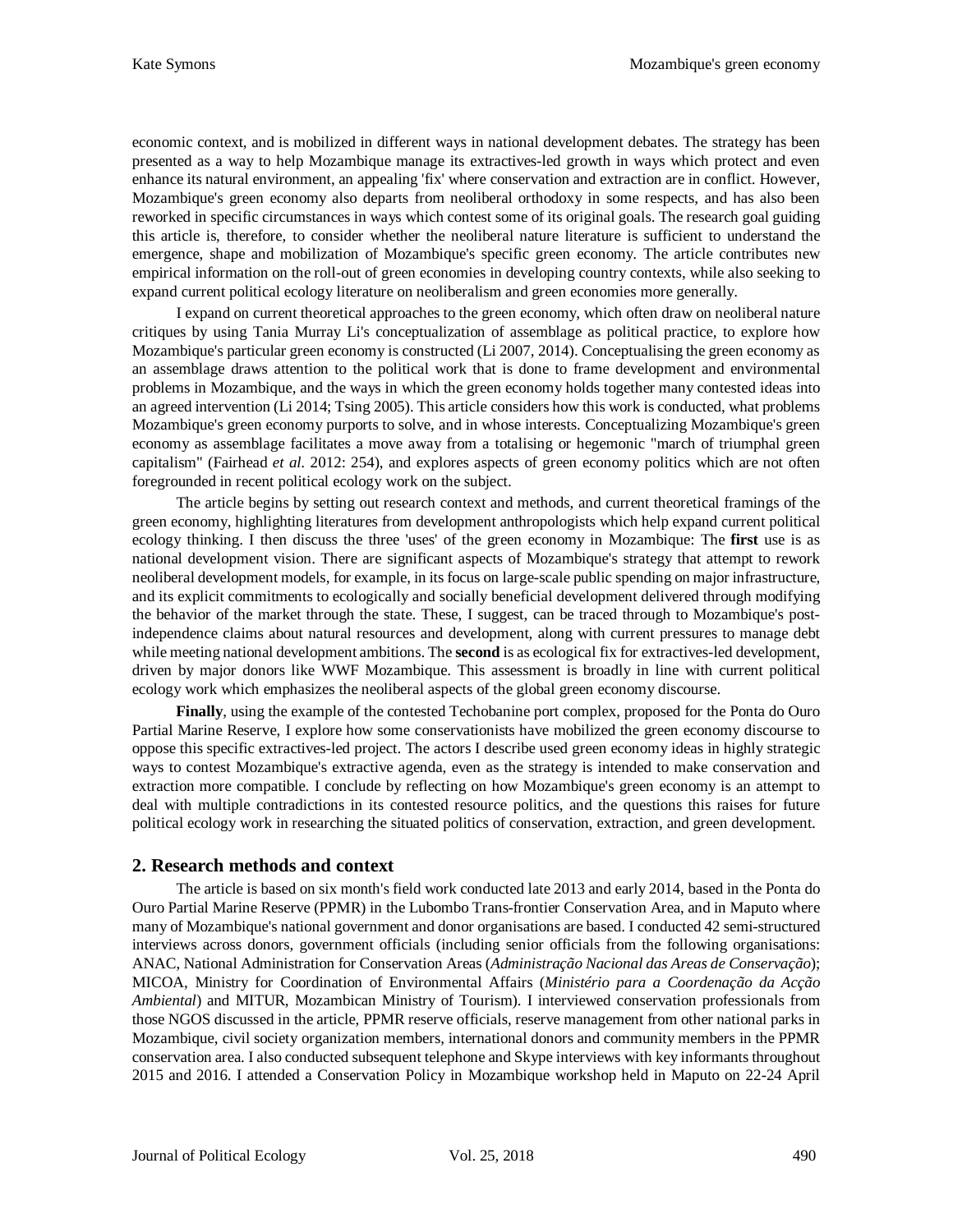economic context, and is mobilized in different ways in national development debates. The strategy has been presented as a way to help Mozambique manage its extractives-led growth in ways which protect and even enhance its natural environment, an appealing 'fix' where conservation and extraction are in conflict. However, Mozambique's green economy also departs from neoliberal orthodoxy in some respects, and has also been reworked in specific circumstances in ways which contest some of its original goals. The research goal guiding this article is, therefore, to consider whether the neoliberal nature literature is sufficient to understand the emergence, shape and mobilization of Mozambique's specific green economy. The article contributes new empirical information on the roll-out of green economies in developing country contexts, while also seeking to expand current political ecology literature on neoliberalism and green economies more generally.

I expand on current theoretical approaches to the green economy, which often draw on neoliberal nature critiques by using Tania Murray Li's conceptualization of assemblage as political practice, to explore how Mozambique's particular green economy is constructed (Li 2007, 2014). Conceptualising the green economy as an assemblage draws attention to the political work that is done to frame development and environmental problems in Mozambique, and the ways in which the green economy holds together many contested ideas into an agreed intervention (Li 2014; Tsing 2005). This article considers how this work is conducted, what problems Mozambique's green economy purports to solve, and in whose interests. Conceptualizing Mozambique's green economy as assemblage facilitates a move away from a totalising or hegemonic "march of triumphal green capitalism" (Fairhead *et al.* 2012: 254), and explores aspects of green economy politics which are not often foregrounded in recent political ecology work on the subject.

The article begins by setting out research context and methods, and current theoretical framings of the green economy, highlighting literatures from development anthropologists which help expand current political ecology thinking. I then discuss the three 'uses' of the green economy in Mozambique: The **first** use is as national development vision. There are significant aspects of Mozambique's strategy that attempt to rework neoliberal development models, for example, in its focus on large-scale public spending on major infrastructure, and its explicit commitments to ecologically and socially beneficial development delivered through modifying the behavior of the market through the state. These, I suggest, can be traced through to Mozambique's post-independence claims about natural resources and development, along with current pressures to manage debt while meeting national development ambitions. The **second** is as ecological fix for extractives-led development, driven by major donors like WWF Mozambique. This assessment is broadly in line with current political ecology work which emphasizes the neoliberal aspects of the global green economy discourse.

**Finally**, using the example of the contested Techobanine port complex, proposed for the Ponta do Ouro Partial Marine Reserve, I explore how some conservationists have mobilized the green economy discourse to oppose this specific extractives-led project. The actors I describe used green economy ideas in highly strategic ways to contest Mozambique's extractive agenda, even as the strategy is intended to make conservation and extraction more compatible. I conclude by reflecting on how Mozambique's green economy is an attempt to deal with multiple contradictions in its contested resource politics, and the questions this raises for future political ecology work in researching the situated politics of conservation, extraction, and green development.

## 2. Research methods and context

The article is based on six month's field work conducted late 2013 and early 2014, based in the Ponta do Ouro Partial Marine Reserve (PPMR) in the Lubombo Trans-frontier Conservation Area, and in Maputo where many of Mozambique's national government and donor organisations are based. I conducted 42 semi-structured interviews across donors, government officials (including senior officials from the following organisations: ANAC, National Administration for Conservation Areas (*Administração Nacional das Areas de Conservação*); MICOA, Ministry for Coordination of Environmental Affairs (*Ministério para a Coordenação da Acção Ambiental*) and MITUR, Mozambican Ministry of Tourism). I interviewed conservation professionals from those NGOS discussed in the article, PPMR reserve officials, reserve management from other national parks in Mozambique, civil society organization members, international donors and community members in the PPMR conservation area. I also conducted subsequent telephone and Skype interviews with key informants throughout 2015 and 2016. I attended a Conservation Policy in Mozambique workshop held in Maputo on 22-24 April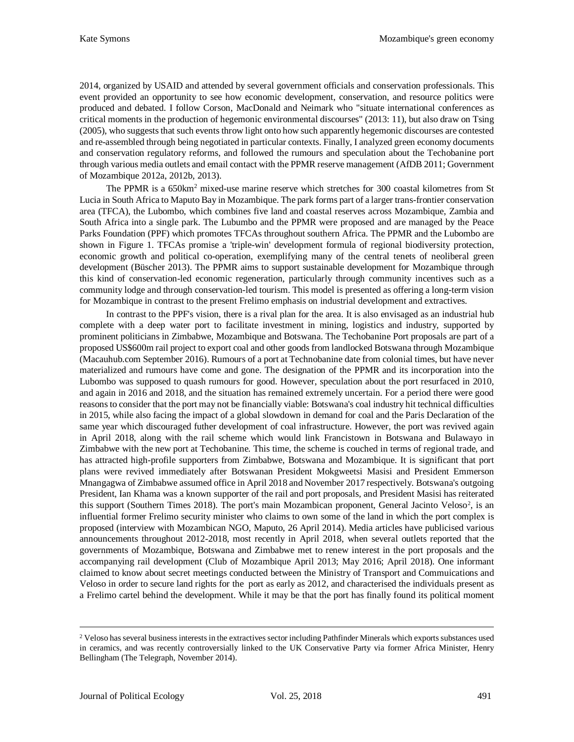2014, organized by USAID and attended by several government officials and conservation professionals. This event provided an opportunity to see how economic development, conservation, and resource politics were produced and debated. I follow Corson, MacDonald and Neimark who "situate international conferences as critical moments in the production of hegemonic environmental discourses" (2013: 11), but also draw on Tsing (2005), who suggests that such events throw light onto how such apparently hegemonic discourses are contested and re-assembled through being negotiated in particular contexts. Finally, I analyzed green economy documents and conservation regulatory reforms, and followed the rumours and speculation about the Techobanine port through various media outlets and email contact with the PPMR reserve management (AfDB 2011; Government of Mozambique 2012a, 2012b, 2013).

The PPMR is a 650km$^2$ mixed-use marine reserve which stretches for 300 coastal kilometres from St Lucia in South Africa to Maputo Bay in Mozambique. The park forms part of a larger trans-frontier conservation area (TFCA), the Lubombo, which combines five land and coastal reserves across Mozambique, Zambia and South Africa into a single park. The Lubumbo and the PPMR were proposed and are managed by the Peace Parks Foundation (PPF) which promotes TFCAs throughout southern Africa. The PPMR and the Lubombo are shown in Figure 1. TFCAs promise a 'triple-win' development formula of regional biodiversity protection, economic growth and political co-operation, exemplifying many of the central tenets of neoliberal green development (Büscher 2013). The PPMR aims to support sustainable development for Mozambique through this kind of conservation-led economic regeneration, particularly through community incentives such as a community lodge and through conservation-led tourism. This model is presented as offering a long-term vision for Mozambique in contrast to the present Frelimo emphasis on industrial development and extractives.

In contrast to the PPF's vision, there is a rival plan for the area. It is also envisaged as an industrial hub complete with a deep water port to facilitate investment in mining, logistics and industry, supported by prominent politicians in Zimbabwe, Mozambique and Botswana. The Techobanine Port proposals are part of a proposed US$600m rail project to export coal and other goods from landlocked Botswana through Mozambique (Macauhub.com September 2016). Rumours of a port at Technobanine date from colonial times, but have never materialized and rumours have come and gone. The designation of the PPMR and its incorporation into the Lubombo was supposed to quash rumours for good. However, speculation about the port resurfaced in 2010, and again in 2016 and 2018, and the situation has remained extremely uncertain. For a period there were good reasons to consider that the port may not be financially viable: Botswana's coal industry hit technical difficulties in 2015, while also facing the impact of a global slowdown in demand for coal and the Paris Declaration of the same year which discouraged futher development of coal infrastructure. However, the port was revived again in April 2018, along with the rail scheme which would link Francistown in Botswana and Bulawayo in Zimbabwe with the new port at Techobanine. This time, the scheme is couched in terms of regional trade, and has attracted high-profile supporters from Zimbabwe, Botswana and Mozambique. It is significant that port plans were revived immediately after Botswanan President Mokgweetsi Masisi and President Emmerson Mnangagwa of Zimbabwe assumed office in April 2018 and November 2017 respectively. Botswana's outgoing President, Ian Khama was a known supporter of the rail and port proposals, and President Masisi has reiterated this support (Southern Times 2018). The port's main Mozambican proponent, General Jacinto Veloso[2], is an influential former Frelimo security minister who claims to own some of the land in which the port complex is proposed (interview with Mozambican NGO, Maputo, 26 April 2014). Media articles have publicised various announcements throughout 2012-2018, most recently in April 2018, when several outlets reported that the governments of Mozambique, Botswana and Zimbabwe met to renew interest in the port proposals and the accompanying rail development (Club of Mozambique April 2013; May 2016; April 2018). One informant claimed to know about secret meetings conducted between the Ministry of Transport and Commuications and Veloso in order to secure land rights for the port as early as 2012, and characterised the individuals present as a Frelimo cartel behind the development. While it may be that the port has finally found its political moment

---

[2] Veloso has several business interests in the extractives sector including Pathfinder Minerals which exports substances used in ceramics, and was recently controversially linked to the UK Conservative Party via former Africa Minister, Henry Bellingham (The Telegraph, November 2014).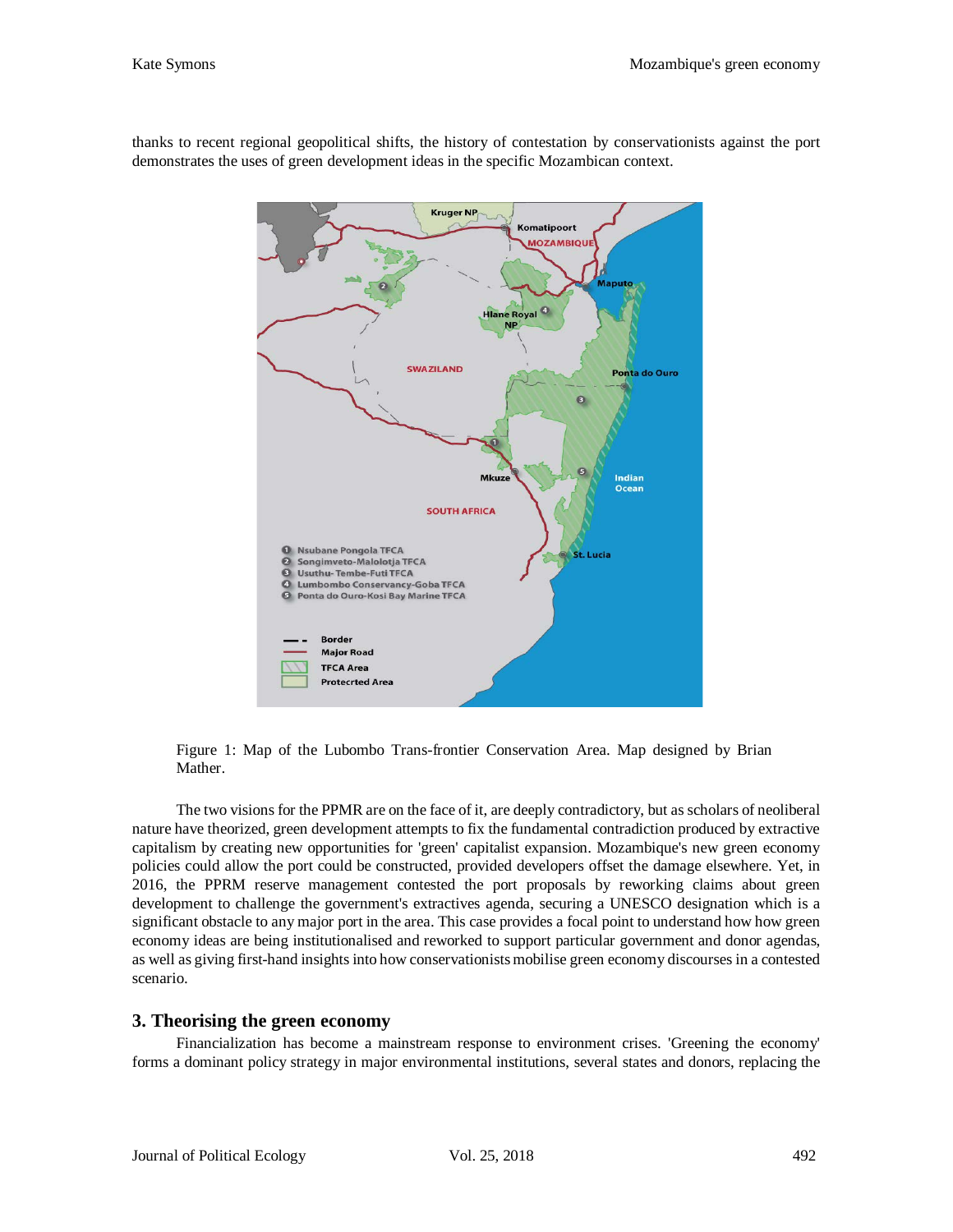thanks to recent regional geopolitical shifts, the history of contestation by conservationists against the port demonstrates the uses of green development ideas in the specific Mozambican context.

Figure 1: Map of the Lubombo Trans-frontier Conservation Area. Map designed by Brian Mather.

The two visions for the PPMR are on the face of it, are deeply contradictory, but as scholars of neoliberal nature have theorized, green development attempts to fix the fundamental contradiction produced by extractive capitalism by creating new opportunities for 'green' capitalist expansion. Mozambique's new green economy policies could allow the port could be constructed, provided developers offset the damage elsewhere. Yet, in 2016, the PPRM reserve management contested the port proposals by reworking claims about green development to challenge the government's extractives agenda, securing a UNESCO designation which is a significant obstacle to any major port in the area. This case provides a focal point to understand how how green economy ideas are being institutionalised and reworked to support particular government and donor agendas, as well as giving first-hand insights into how conservationists mobilise green economy discourses in a contested scenario.

## 3. Theorising the green economy

Financialization has become a mainstream response to environment crises. 'Greening the economy' forms a dominant policy strategy in major environmental institutions, several states and donors, replacing the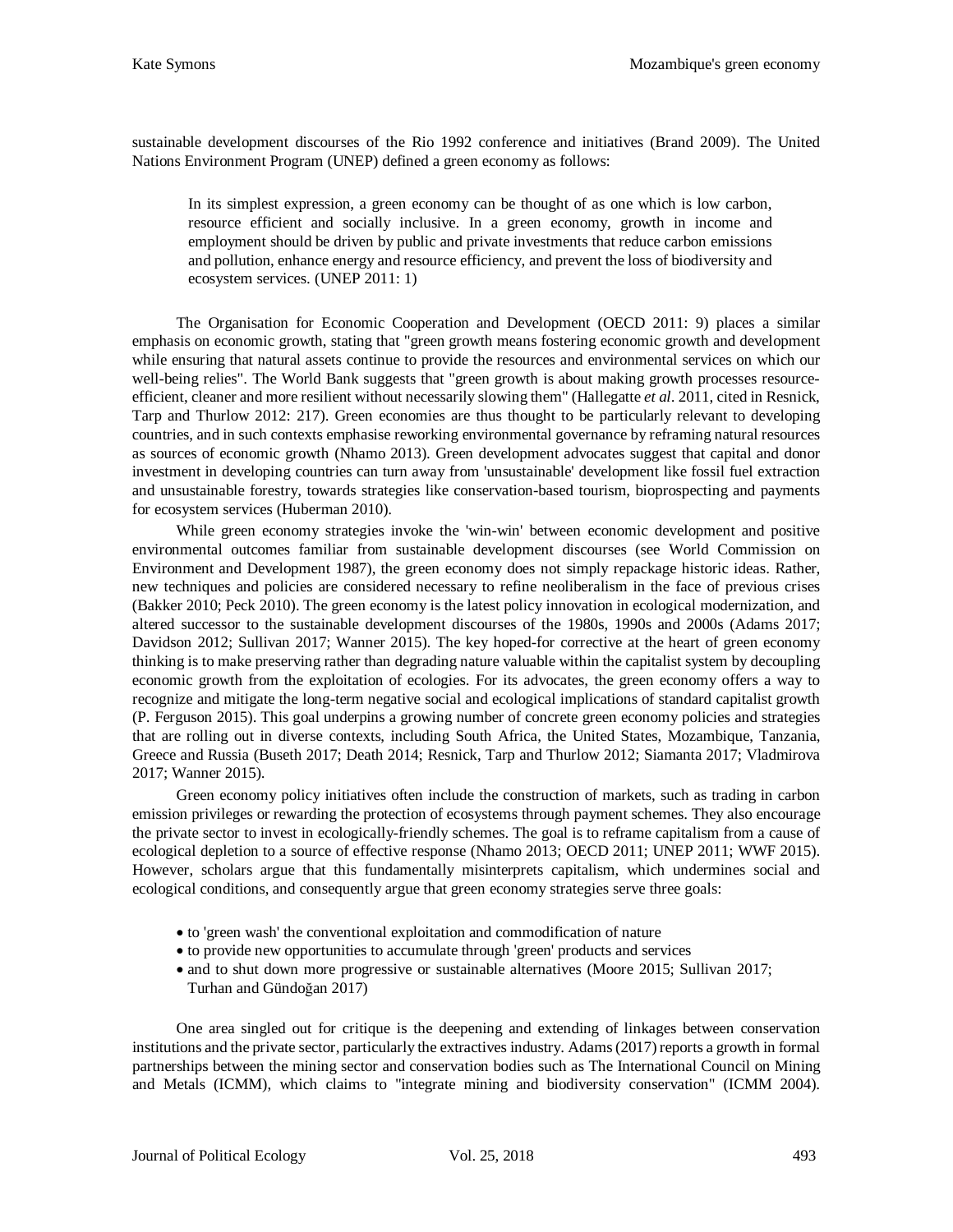sustainable development discourses of the Rio 1992 conference and initiatives (Brand 2009). The United Nations Environment Program (UNEP) defined a green economy as follows:

> In its simplest expression, a green economy can be thought of as one which is low carbon, resource efficient and socially inclusive. In a green economy, growth in income and employment should be driven by public and private investments that reduce carbon emissions and pollution, enhance energy and resource efficiency, and prevent the loss of biodiversity and ecosystem services. (UNEP 2011: 1)

The Organisation for Economic Cooperation and Development (OECD 2011: 9) places a similar emphasis on economic growth, stating that "green growth means fostering economic growth and development while ensuring that natural assets continue to provide the resources and environmental services on which our well-being relies". The World Bank suggests that "green growth is about making growth processes resource-efficient, cleaner and more resilient without necessarily slowing them" (Hallegatte *et al*. 2011, cited in Resnick, Tarp and Thurlow 2012: 217). Green economies are thus thought to be particularly relevant to developing countries, and in such contexts emphasise reworking environmental governance by reframing natural resources as sources of economic growth (Nhamo 2013). Green development advocates suggest that capital and donor investment in developing countries can turn away from 'unsustainable' development like fossil fuel extraction and unsustainable forestry, towards strategies like conservation-based tourism, bioprospecting and payments for ecosystem services (Huberman 2010).

While green economy strategies invoke the 'win-win' between economic development and positive environmental outcomes familiar from sustainable development discourses (see World Commission on Environment and Development 1987), the green economy does not simply repackage historic ideas. Rather, new techniques and policies are considered necessary to refine neoliberalism in the face of previous crises (Bakker 2010; Peck 2010). The green economy is the latest policy innovation in ecological modernization, and altered successor to the sustainable development discourses of the 1980s, 1990s and 2000s (Adams 2017; Davidson 2012; Sullivan 2017; Wanner 2015). The key hoped-for corrective at the heart of green economy thinking is to make preserving rather than degrading nature valuable within the capitalist system by decoupling economic growth from the exploitation of ecologies. For its advocates, the green economy offers a way to recognize and mitigate the long-term negative social and ecological implications of standard capitalist growth (P. Ferguson 2015). This goal underpins a growing number of concrete green economy policies and strategies that are rolling out in diverse contexts, including South Africa, the United States, Mozambique, Tanzania, Greece and Russia (Buseth 2017; Death 2014; Resnick, Tarp and Thurlow 2012; Siamanta 2017; Vladmirova 2017; Wanner 2015).

Green economy policy initiatives often include the construction of markets, such as trading in carbon emission privileges or rewarding the protection of ecosystems through payment schemes. They also encourage the private sector to invest in ecologically-friendly schemes. The goal is to reframe capitalism from a cause of ecological depletion to a source of effective response (Nhamo 2013; OECD 2011; UNEP 2011; WWF 2015). However, scholars argue that this fundamentally misinterprets capitalism, which undermines social and ecological conditions, and consequently argue that green economy strategies serve three goals:

- to 'green wash' the conventional exploitation and commodification of nature
- to provide new opportunities to accumulate through 'green' products and services
- and to shut down more progressive or sustainable alternatives (Moore 2015; Sullivan 2017; Turhan and Gündoğan 2017)

One area singled out for critique is the deepening and extending of linkages between conservation institutions and the private sector, particularly the extractives industry. Adams (2017) reports a growth in formal partnerships between the mining sector and conservation bodies such as The International Council on Mining and Metals (ICMM), which claims to "integrate mining and biodiversity conservation" (ICMM 2004).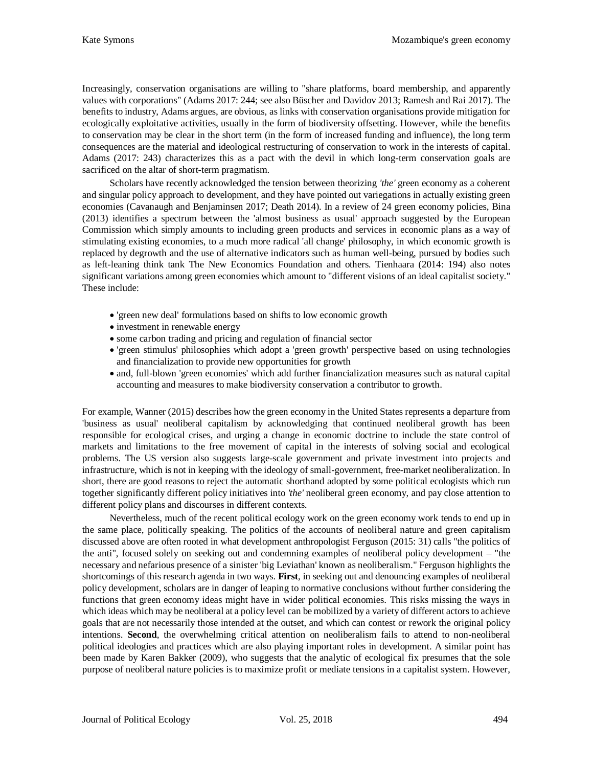Increasingly, conservation organisations are willing to "share platforms, board membership, and apparently values with corporations" (Adams 2017: 244; see also Büscher and Davidov 2013; Ramesh and Rai 2017). The benefits to industry, Adams argues, are obvious, as links with conservation organisations provide mitigation for ecologically exploitative activities, usually in the form of biodiversity offsetting. However, while the benefits to conservation may be clear in the short term (in the form of increased funding and influence), the long term consequences are the material and ideological restructuring of conservation to work in the interests of capital. Adams (2017: 243) characterizes this as a pact with the devil in which long-term conservation goals are sacrificed on the altar of short-term pragmatism.

Scholars have recently acknowledged the tension between theorizing *'the'* green economy as a coherent and singular policy approach to development, and they have pointed out variegations in actually existing green economies (Cavanaugh and Benjaminsen 2017; Death 2014). In a review of 24 green economy policies, Bina (2013) identifies a spectrum between the 'almost business as usual' approach suggested by the European Commission which simply amounts to including green products and services in economic plans as a way of stimulating existing economies, to a much more radical 'all change' philosophy, in which economic growth is replaced by degrowth and the use of alternative indicators such as human well-being, pursued by bodies such as left-leaning think tank The New Economics Foundation and others. Tienhaara (2014: 194) also notes significant variations among green economies which amount to "different visions of an ideal capitalist society." These include:

- 'green new deal' formulations based on shifts to low economic growth
- investment in renewable energy
- some carbon trading and pricing and regulation of financial sector
- 'green stimulus' philosophies which adopt a 'green growth' perspective based on using technologies and financialization to provide new opportunities for growth
- and, full-blown 'green economies' which add further financialization measures such as natural capital accounting and measures to make biodiversity conservation a contributor to growth.

For example, Wanner (2015) describes how the green economy in the United States represents a departure from 'business as usual' neoliberal capitalism by acknowledging that continued neoliberal growth has been responsible for ecological crises, and urging a change in economic doctrine to include the state control of markets and limitations to the free movement of capital in the interests of solving social and ecological problems. The US version also suggests large-scale government and private investment into projects and infrastructure, which is not in keeping with the ideology of small-government, free-market neoliberalization. In short, there are good reasons to reject the automatic shorthand adopted by some political ecologists which run together significantly different policy initiatives into *'the'* neoliberal green economy, and pay close attention to different policy plans and discourses in different contexts.

Nevertheless, much of the recent political ecology work on the green economy work tends to end up in the same place, politically speaking. The politics of the accounts of neoliberal nature and green capitalism discussed above are often rooted in what development anthropologist Ferguson (2015: 31) calls "the politics of the anti", focused solely on seeking out and condemning examples of neoliberal policy development – "the necessary and nefarious presence of a sinister 'big Leviathan' known as neoliberalism." Ferguson highlights the shortcomings of this research agenda in two ways. **First**, in seeking out and denouncing examples of neoliberal policy development, scholars are in danger of leaping to normative conclusions without further considering the functions that green economy ideas might have in wider political economies. This risks missing the ways in which ideas which may be neoliberal at a policy level can be mobilized by a variety of different actors to achieve goals that are not necessarily those intended at the outset, and which can contest or rework the original policy intentions. **Second**, the overwhelming critical attention on neoliberalism fails to attend to non-neoliberal political ideologies and practices which are also playing important roles in development. A similar point has been made by Karen Bakker (2009), who suggests that the analytic of ecological fix presumes that the sole purpose of neoliberal nature policies is to maximize profit or mediate tensions in a capitalist system. However,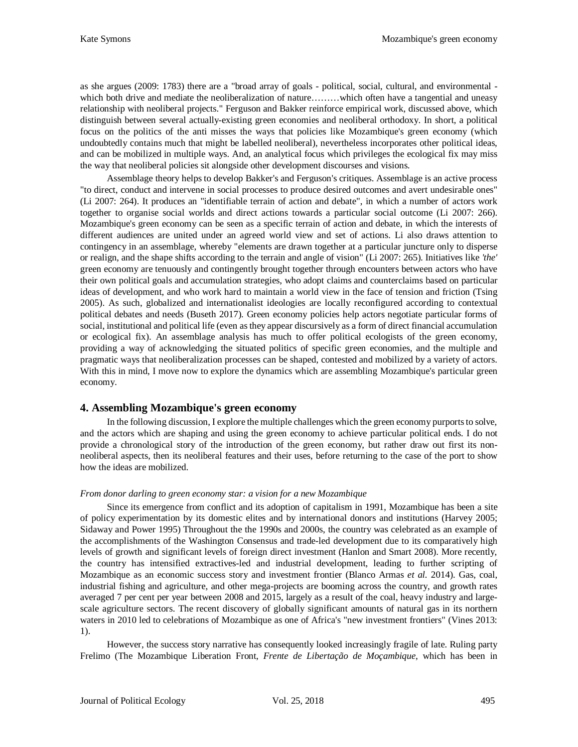as she argues (2009: 1783) there are a "broad array of goals - political, social, cultural, and environmental - which both drive and mediate the neoliberalization of nature………which often have a tangential and uneasy relationship with neoliberal projects." Ferguson and Bakker reinforce empirical work, discussed above, which distinguish between several actually-existing green economies and neoliberal orthodoxy. In short, a political focus on the politics of the anti misses the ways that policies like Mozambique's green economy (which undoubtedly contains much that might be labelled neoliberal), nevertheless incorporates other political ideas, and can be mobilized in multiple ways. And, an analytical focus which privileges the ecological fix may miss the way that neoliberal policies sit alongside other development discourses and visions.

Assemblage theory helps to develop Bakker's and Ferguson's critiques. Assemblage is an active process "to direct, conduct and intervene in social processes to produce desired outcomes and avert undesirable ones" (Li 2007: 264). It produces an "identifiable terrain of action and debate", in which a number of actors work together to organise social worlds and direct actions towards a particular social outcome (Li 2007: 266). Mozambique's green economy can be seen as a specific terrain of action and debate, in which the interests of different audiences are united under an agreed world view and set of actions. Li also draws attention to contingency in an assemblage, whereby "elements are drawn together at a particular juncture only to disperse or realign, and the shape shifts according to the terrain and angle of vision" (Li 2007: 265). Initiatives like *'the'* green economy are tenuously and contingently brought together through encounters between actors who have their own political goals and accumulation strategies, who adopt claims and counterclaims based on particular ideas of development, and who work hard to maintain a world view in the face of tension and friction (Tsing 2005). As such, globalized and internationalist ideologies are locally reconfigured according to contextual political debates and needs (Buseth 2017). Green economy policies help actors negotiate particular forms of social, institutional and political life (even as they appear discursively as a form of direct financial accumulation or ecological fix). An assemblage analysis has much to offer political ecologists of the green economy, providing a way of acknowledging the situated politics of specific green economies, and the multiple and pragmatic ways that neoliberalization processes can be shaped, contested and mobilized by a variety of actors. With this in mind, I move now to explore the dynamics which are assembling Mozambique's particular green economy.

## 4. Assembling Mozambique's green economy

In the following discussion, I explore the multiple challenges which the green economy purports to solve, and the actors which are shaping and using the green economy to achieve particular political ends. I do not provide a chronological story of the introduction of the green economy, but rather draw out first its non-neoliberal aspects, then its neoliberal features and their uses, before returning to the case of the port to show how the ideas are mobilized.

*From donor darling to green economy star: a vision for a new Mozambique*

Since its emergence from conflict and its adoption of capitalism in 1991, Mozambique has been a site of policy experimentation by its domestic elites and by international donors and institutions (Harvey 2005; Sidaway and Power 1995) Throughout the the 1990s and 2000s, the country was celebrated as an example of the accomplishments of the Washington Consensus and trade-led development due to its comparatively high levels of growth and significant levels of foreign direct investment (Hanlon and Smart 2008). More recently, the country has intensified extractives-led and industrial development, leading to further scripting of Mozambique as an economic success story and investment frontier (Blanco Armas *et al.* 2014). Gas, coal, industrial fishing and agriculture, and other mega-projects are booming across the country, and growth rates averaged 7 per cent per year between 2008 and 2015, largely as a result of the coal, heavy industry and large-scale agriculture sectors. The recent discovery of globally significant amounts of natural gas in its northern waters in 2010 led to celebrations of Mozambique as one of Africa's "new investment frontiers" (Vines 2013: 1).

However, the success story narrative has consequently looked increasingly fragile of late. Ruling party Frelimo (The Mozambique Liberation Front, *Frente de Libertação de Moçambique*, which has been in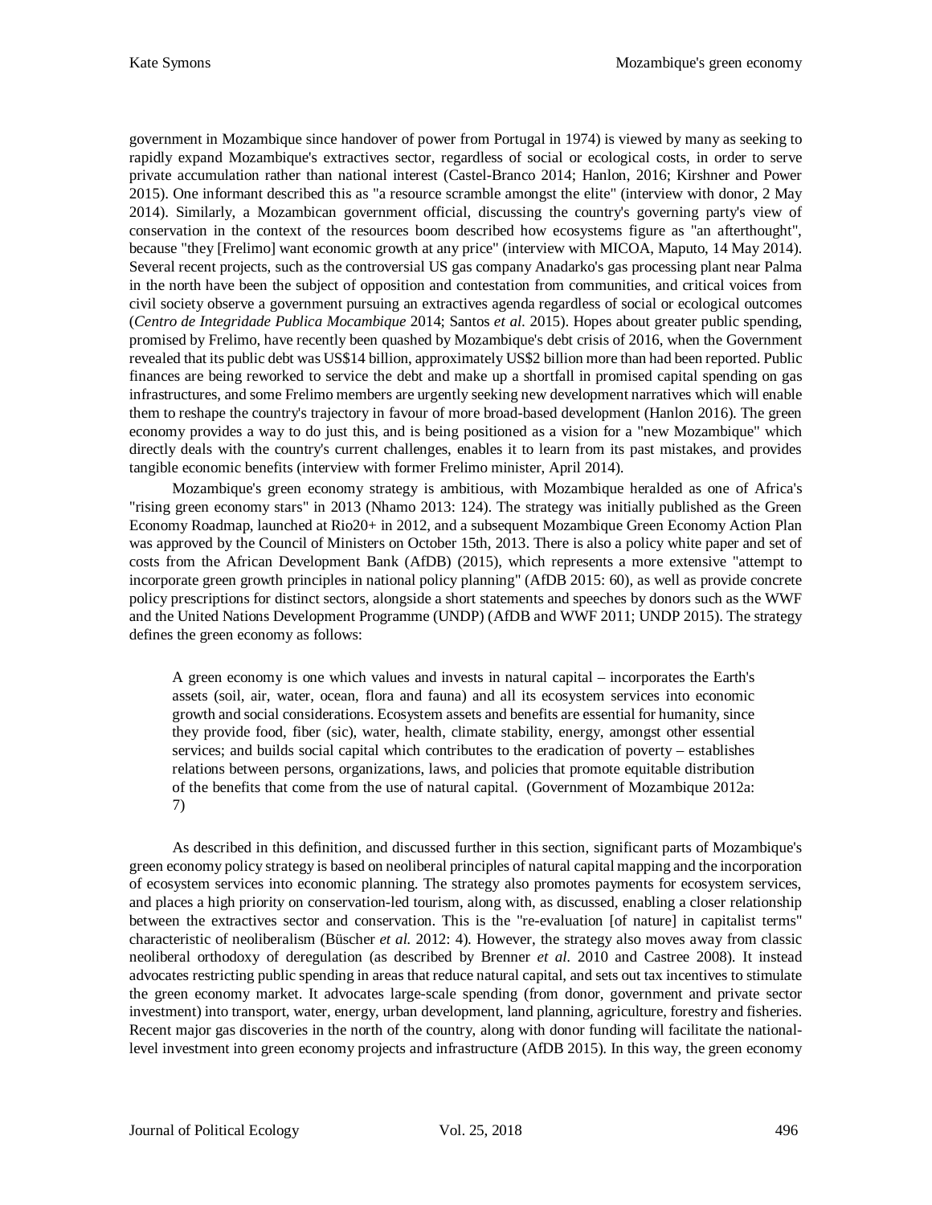government in Mozambique since handover of power from Portugal in 1974) is viewed by many as seeking to rapidly expand Mozambique's extractives sector, regardless of social or ecological costs, in order to serve private accumulation rather than national interest (Castel-Branco 2014; Hanlon, 2016; Kirshner and Power 2015). One informant described this as "a resource scramble amongst the elite" (interview with donor, 2 May 2014). Similarly, a Mozambican government official, discussing the country's governing party's view of conservation in the context of the resources boom described how ecosystems figure as "an afterthought", because "they [Frelimo] want economic growth at any price" (interview with MICOA, Maputo, 14 May 2014). Several recent projects, such as the controversial US gas company Anadarko's gas processing plant near Palma in the north have been the subject of opposition and contestation from communities, and critical voices from civil society observe a government pursuing an extractives agenda regardless of social or ecological outcomes (*Centro de Integridade Publica Mocambique* 2014; Santos *et al.* 2015). Hopes about greater public spending, promised by Frelimo, have recently been quashed by Mozambique's debt crisis of 2016, when the Government revealed that its public debt was US$14 billion, approximately US$2 billion more than had been reported. Public finances are being reworked to service the debt and make up a shortfall in promised capital spending on gas infrastructures, and some Frelimo members are urgently seeking new development narratives which will enable them to reshape the country's trajectory in favour of more broad-based development (Hanlon 2016). The green economy provides a way to do just this, and is being positioned as a vision for a "new Mozambique" which directly deals with the country's current challenges, enables it to learn from its past mistakes, and provides tangible economic benefits (interview with former Frelimo minister, April 2014).

Mozambique's green economy strategy is ambitious, with Mozambique heralded as one of Africa's "rising green economy stars" in 2013 (Nhamo 2013: 124). The strategy was initially published as the Green Economy Roadmap, launched at Rio20+ in 2012, and a subsequent Mozambique Green Economy Action Plan was approved by the Council of Ministers on October 15th, 2013. There is also a policy white paper and set of costs from the African Development Bank (AfDB) (2015), which represents a more extensive "attempt to incorporate green growth principles in national policy planning" (AfDB 2015: 60), as well as provide concrete policy prescriptions for distinct sectors, alongside a short statements and speeches by donors such as the WWF and the United Nations Development Programme (UNDP) (AfDB and WWF 2011; UNDP 2015). The strategy defines the green economy as follows:

> A green economy is one which values and invests in natural capital – incorporates the Earth's assets (soil, air, water, ocean, flora and fauna) and all its ecosystem services into economic growth and social considerations. Ecosystem assets and benefits are essential for humanity, since they provide food, fiber (sic), water, health, climate stability, energy, amongst other essential services; and builds social capital which contributes to the eradication of poverty – establishes relations between persons, organizations, laws, and policies that promote equitable distribution of the benefits that come from the use of natural capital. (Government of Mozambique 2012a: 7)

As described in this definition, and discussed further in this section, significant parts of Mozambique's green economy policy strategy is based on neoliberal principles of natural capital mapping and the incorporation of ecosystem services into economic planning. The strategy also promotes payments for ecosystem services, and places a high priority on conservation-led tourism, along with, as discussed, enabling a closer relationship between the extractives sector and conservation. This is the "re-evaluation [of nature] in capitalist terms" characteristic of neoliberalism (Büscher *et al.* 2012: 4). However, the strategy also moves away from classic neoliberal orthodoxy of deregulation (as described by Brenner *et al.* 2010 and Castree 2008). It instead advocates restricting public spending in areas that reduce natural capital, and sets out tax incentives to stimulate the green economy market. It advocates large-scale spending (from donor, government and private sector investment) into transport, water, energy, urban development, land planning, agriculture, forestry and fisheries. Recent major gas discoveries in the north of the country, along with donor funding will facilitate the national-level investment into green economy projects and infrastructure (AfDB 2015). In this way, the green economy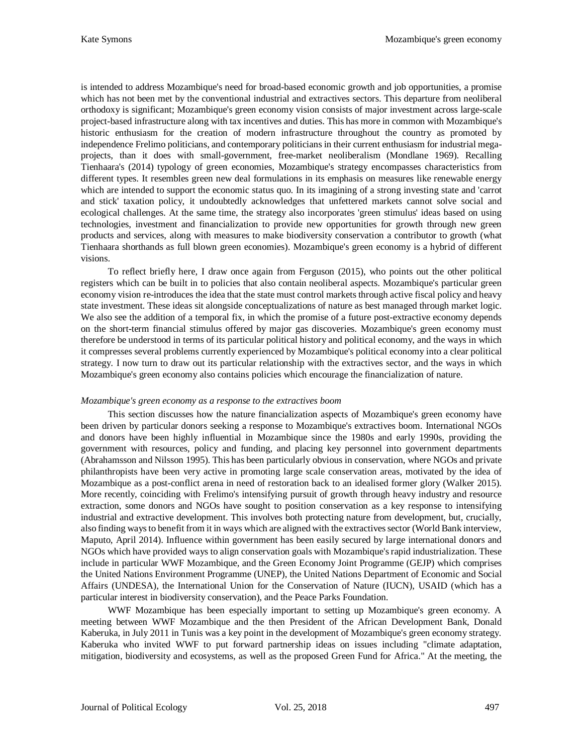is intended to address Mozambique's need for broad-based economic growth and job opportunities, a promise which has not been met by the conventional industrial and extractives sectors. This departure from neoliberal orthodoxy is significant; Mozambique's green economy vision consists of major investment across large-scale project-based infrastructure along with tax incentives and duties. This has more in common with Mozambique's historic enthusiasm for the creation of modern infrastructure throughout the country as promoted by independence Frelimo politicians, and contemporary politicians in their current enthusiasm for industrial mega-projects, than it does with small-government, free-market neoliberalism (Mondlane 1969). Recalling Tienhaara's (2014) typology of green economies, Mozambique's strategy encompasses characteristics from different types. It resembles green new deal formulations in its emphasis on measures like renewable energy which are intended to support the economic status quo. In its imagining of a strong investing state and 'carrot and stick' taxation policy, it undoubtedly acknowledges that unfettered markets cannot solve social and ecological challenges. At the same time, the strategy also incorporates 'green stimulus' ideas based on using technologies, investment and financialization to provide new opportunities for growth through new green products and services, along with measures to make biodiversity conservation a contributor to growth (what Tienhaara shorthands as full blown green economies). Mozambique's green economy is a hybrid of different visions.

To reflect briefly here, I draw once again from Ferguson (2015), who points out the other political registers which can be built in to policies that also contain neoliberal aspects. Mozambique's particular green economy vision re-introduces the idea that the state must control markets through active fiscal policy and heavy state investment. These ideas sit alongside conceptualizations of nature as best managed through market logic. We also see the addition of a temporal fix, in which the promise of a future post-extractive economy depends on the short-term financial stimulus offered by major gas discoveries. Mozambique's green economy must therefore be understood in terms of its particular political history and political economy, and the ways in which it compresses several problems currently experienced by Mozambique's political economy into a clear political strategy. I now turn to draw out its particular relationship with the extractives sector, and the ways in which Mozambique's green economy also contains policies which encourage the financialization of nature.

*Mozambique's green economy as a response to the extractives boom*

This section discusses how the nature financialization aspects of Mozambique's green economy have been driven by particular donors seeking a response to Mozambique's extractives boom. International NGOs and donors have been highly influential in Mozambique since the 1980s and early 1990s, providing the government with resources, policy and funding, and placing key personnel into government departments (Abrahamsson and Nilsson 1995). This has been particularly obvious in conservation, where NGOs and private philanthropists have been very active in promoting large scale conservation areas, motivated by the idea of Mozambique as a post-conflict arena in need of restoration back to an idealised former glory (Walker 2015). More recently, coinciding with Frelimo's intensifying pursuit of growth through heavy industry and resource extraction, some donors and NGOs have sought to position conservation as a key response to intensifying industrial and extractive development. This involves both protecting nature from development, but, crucially, also finding ways to benefit from it in ways which are aligned with the extractives sector (World Bank interview, Maputo, April 2014). Influence within government has been easily secured by large international donors and NGOs which have provided ways to align conservation goals with Mozambique's rapid industrialization. These include in particular WWF Mozambique, and the Green Economy Joint Programme (GEJP) which comprises the United Nations Environment Programme (UNEP), the United Nations Department of Economic and Social Affairs (UNDESA), the International Union for the Conservation of Nature (IUCN), USAID (which has a particular interest in biodiversity conservation), and the Peace Parks Foundation.

WWF Mozambique has been especially important to setting up Mozambique's green economy. A meeting between WWF Mozambique and the then President of the African Development Bank, Donald Kaberuka, in July 2011 in Tunis was a key point in the development of Mozambique's green economy strategy. Kaberuka who invited WWF to put forward partnership ideas on issues including "climate adaptation, mitigation, biodiversity and ecosystems, as well as the proposed Green Fund for Africa." At the meeting, the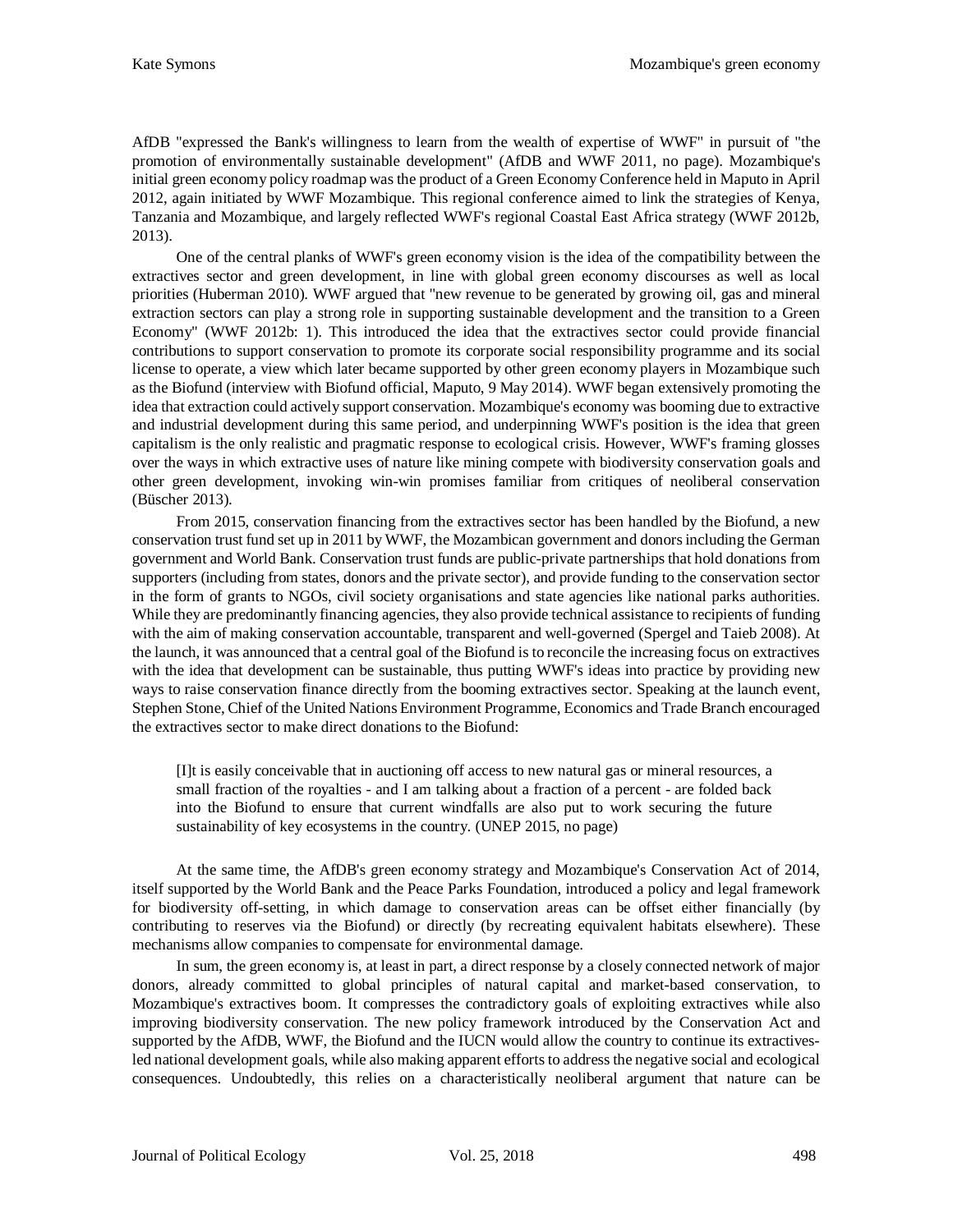AfDB "expressed the Bank's willingness to learn from the wealth of expertise of WWF" in pursuit of "the promotion of environmentally sustainable development" (AfDB and WWF 2011, no page). Mozambique's initial green economy policy roadmap was the product of a Green Economy Conference held in Maputo in April 2012, again initiated by WWF Mozambique. This regional conference aimed to link the strategies of Kenya, Tanzania and Mozambique, and largely reflected WWF's regional Coastal East Africa strategy (WWF 2012b, 2013).

One of the central planks of WWF's green economy vision is the idea of the compatibility between the extractives sector and green development, in line with global green economy discourses as well as local priorities (Huberman 2010). WWF argued that "new revenue to be generated by growing oil, gas and mineral extraction sectors can play a strong role in supporting sustainable development and the transition to a Green Economy" (WWF 2012b: 1). This introduced the idea that the extractives sector could provide financial contributions to support conservation to promote its corporate social responsibility programme and its social license to operate, a view which later became supported by other green economy players in Mozambique such as the Biofund (interview with Biofund official, Maputo, 9 May 2014). WWF began extensively promoting the idea that extraction could actively support conservation. Mozambique's economy was booming due to extractive and industrial development during this same period, and underpinning WWF's position is the idea that green capitalism is the only realistic and pragmatic response to ecological crisis. However, WWF's framing glosses over the ways in which extractive uses of nature like mining compete with biodiversity conservation goals and other green development, invoking win-win promises familiar from critiques of neoliberal conservation (Büscher 2013).

From 2015, conservation financing from the extractives sector has been handled by the Biofund, a new conservation trust fund set up in 2011 by WWF, the Mozambican government and donors including the German government and World Bank. Conservation trust funds are public-private partnerships that hold donations from supporters (including from states, donors and the private sector), and provide funding to the conservation sector in the form of grants to NGOs, civil society organisations and state agencies like national parks authorities. While they are predominantly financing agencies, they also provide technical assistance to recipients of funding with the aim of making conservation accountable, transparent and well-governed (Spergel and Taieb 2008). At the launch, it was announced that a central goal of the Biofund is to reconcile the increasing focus on extractives with the idea that development can be sustainable, thus putting WWF's ideas into practice by providing new ways to raise conservation finance directly from the booming extractives sector. Speaking at the launch event, Stephen Stone, Chief of the United Nations Environment Programme, Economics and Trade Branch encouraged the extractives sector to make direct donations to the Biofund:

> [I]t is easily conceivable that in auctioning off access to new natural gas or mineral resources, a small fraction of the royalties - and I am talking about a fraction of a percent - are folded back into the Biofund to ensure that current windfalls are also put to work securing the future sustainability of key ecosystems in the country. (UNEP 2015, no page)

At the same time, the AfDB's green economy strategy and Mozambique's Conservation Act of 2014, itself supported by the World Bank and the Peace Parks Foundation, introduced a policy and legal framework for biodiversity off-setting, in which damage to conservation areas can be offset either financially (by contributing to reserves via the Biofund) or directly (by recreating equivalent habitats elsewhere). These mechanisms allow companies to compensate for environmental damage.

In sum, the green economy is, at least in part, a direct response by a closely connected network of major donors, already committed to global principles of natural capital and market-based conservation, to Mozambique's extractives boom. It compresses the contradictory goals of exploiting extractives while also improving biodiversity conservation. The new policy framework introduced by the Conservation Act and supported by the AfDB, WWF, the Biofund and the IUCN would allow the country to continue its extractives-led national development goals, while also making apparent efforts to address the negative social and ecological consequences. Undoubtedly, this relies on a characteristically neoliberal argument that nature can be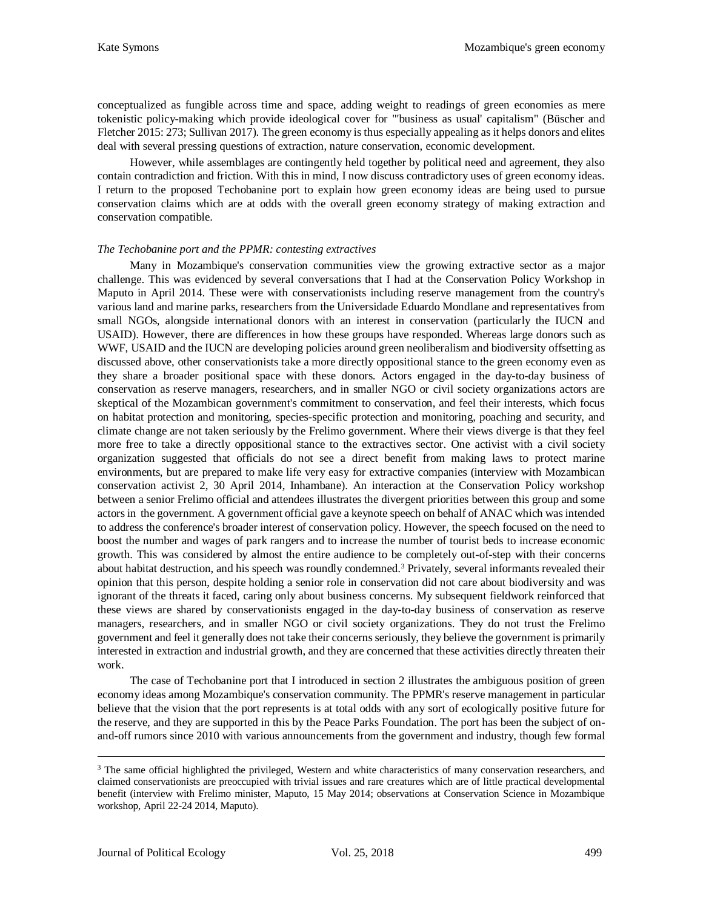conceptualized as fungible across time and space, adding weight to readings of green economies as mere tokenistic policy-making which provide ideological cover for "'business as usual' capitalism" (Büscher and Fletcher 2015: 273; Sullivan 2017). The green economy is thus especially appealing as it helps donors and elites deal with several pressing questions of extraction, nature conservation, economic development.

However, while assemblages are contingently held together by political need and agreement, they also contain contradiction and friction. With this in mind, I now discuss contradictory uses of green economy ideas. I return to the proposed Techobanine port to explain how green economy ideas are being used to pursue conservation claims which are at odds with the overall green economy strategy of making extraction and conservation compatible.

### *The Techobanine port and the PPMR: contesting extractives*

Many in Mozambique's conservation communities view the growing extractive sector as a major challenge. This was evidenced by several conversations that I had at the Conservation Policy Workshop in Maputo in April 2014. These were with conservationists including reserve management from the country's various land and marine parks, researchers from the Universidade Eduardo Mondlane and representatives from small NGOs, alongside international donors with an interest in conservation (particularly the IUCN and USAID). However, there are differences in how these groups have responded. Whereas large donors such as WWF, USAID and the IUCN are developing policies around green neoliberalism and biodiversity offsetting as discussed above, other conservationists take a more directly oppositional stance to the green economy even as they share a broader positional space with these donors. Actors engaged in the day-to-day business of conservation as reserve managers, researchers, and in smaller NGO or civil society organizations actors are skeptical of the Mozambican government's commitment to conservation, and feel their interests, which focus on habitat protection and monitoring, species-specific protection and monitoring, poaching and security, and climate change are not taken seriously by the Frelimo government. Where their views diverge is that they feel more free to take a directly oppositional stance to the extractives sector. One activist with a civil society organization suggested that officials do not see a direct benefit from making laws to protect marine environments, but are prepared to make life very easy for extractive companies (interview with Mozambican conservation activist 2, 30 April 2014, Inhambane). An interaction at the Conservation Policy workshop between a senior Frelimo official and attendees illustrates the divergent priorities between this group and some actors in the government. A government official gave a keynote speech on behalf of ANAC which was intended to address the conference's broader interest of conservation policy. However, the speech focused on the need to boost the number and wages of park rangers and to increase the number of tourist beds to increase economic growth. This was considered by almost the entire audience to be completely out-of-step with their concerns about habitat destruction, and his speech was roundly condemned.[3] Privately, several informants revealed their opinion that this person, despite holding a senior role in conservation did not care about biodiversity and was ignorant of the threats it faced, caring only about business concerns. My subsequent fieldwork reinforced that these views are shared by conservationists engaged in the day-to-day business of conservation as reserve managers, researchers, and in smaller NGO or civil society organizations. They do not trust the Frelimo government and feel it generally does not take their concerns seriously, they believe the government is primarily interested in extraction and industrial growth, and they are concerned that these activities directly threaten their work.

The case of Techobanine port that I introduced in section 2 illustrates the ambiguous position of green economy ideas among Mozambique's conservation community. The PPMR's reserve management in particular believe that the vision that the port represents is at total odds with any sort of ecologically positive future for the reserve, and they are supported in this by the Peace Parks Foundation. The port has been the subject of on-and-off rumors since 2010 with various announcements from the government and industry, though few formal

---

[3] The same official highlighted the privileged, Western and white characteristics of many conservation researchers, and claimed conservationists are preoccupied with trivial issues and rare creatures which are of little practical developmental benefit (interview with Frelimo minister, Maputo, 15 May 2014; observations at Conservation Science in Mozambique workshop, April 22-24 2014, Maputo).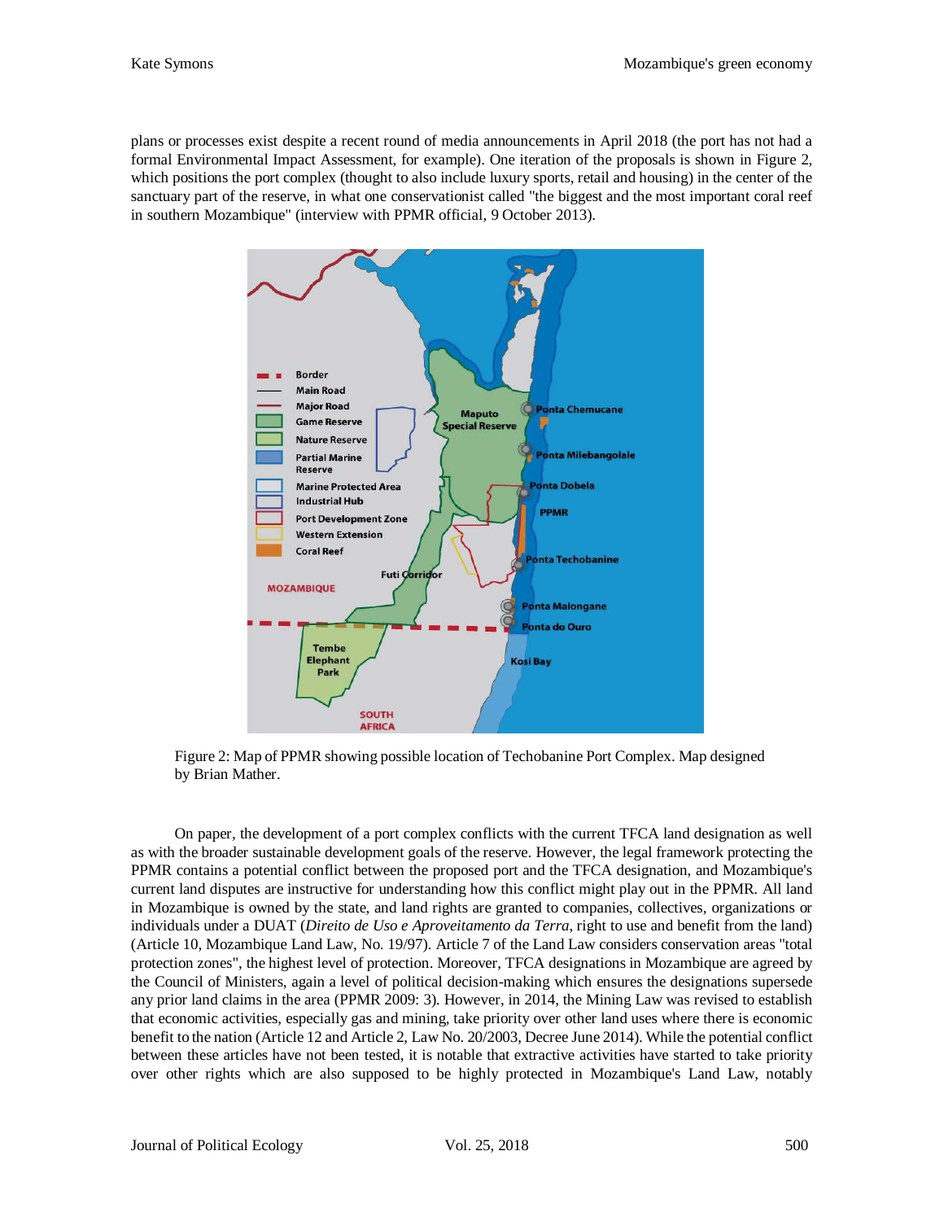plans or processes exist despite a recent round of media announcements in April 2018 (the port has not had a formal Environmental Impact Assessment, for example). One iteration of the proposals is shown in Figure 2, which positions the port complex (thought to also include luxury sports, retail and housing) in the center of the sanctuary part of the reserve, in what one conservationist called "the biggest and the most important coral reef in southern Mozambique" (interview with PPMR official, 9 October 2013).

Figure 2: Map of PPMR showing possible location of Techobanine Port Complex. Map designed by Brian Mather.

On paper, the development of a port complex conflicts with the current TFCA land designation as well as with the broader sustainable development goals of the reserve. However, the legal framework protecting the PPMR contains a potential conflict between the proposed port and the TFCA designation, and Mozambique's current land disputes are instructive for understanding how this conflict might play out in the PPMR. All land in Mozambique is owned by the state, and land rights are granted to companies, collectives, organizations or individuals under a DUAT (*Direito de Uso e Aproveitamento da Terra*, right to use and benefit from the land) (Article 10, Mozambique Land Law, No. 19/97). Article 7 of the Land Law considers conservation areas "total protection zones", the highest level of protection. Moreover, TFCA designations in Mozambique are agreed by the Council of Ministers, again a level of political decision-making which ensures the designations supersede any prior land claims in the area (PPMR 2009: 3). However, in 2014, the Mining Law was revised to establish that economic activities, especially gas and mining, take priority over other land uses where there is economic benefit to the nation (Article 12 and Article 2, Law No. 20/2003, Decree June 2014). While the potential conflict between these articles have not been tested, it is notable that extractive activities have started to take priority over other rights which are also supposed to be highly protected in Mozambique's Land Law, notably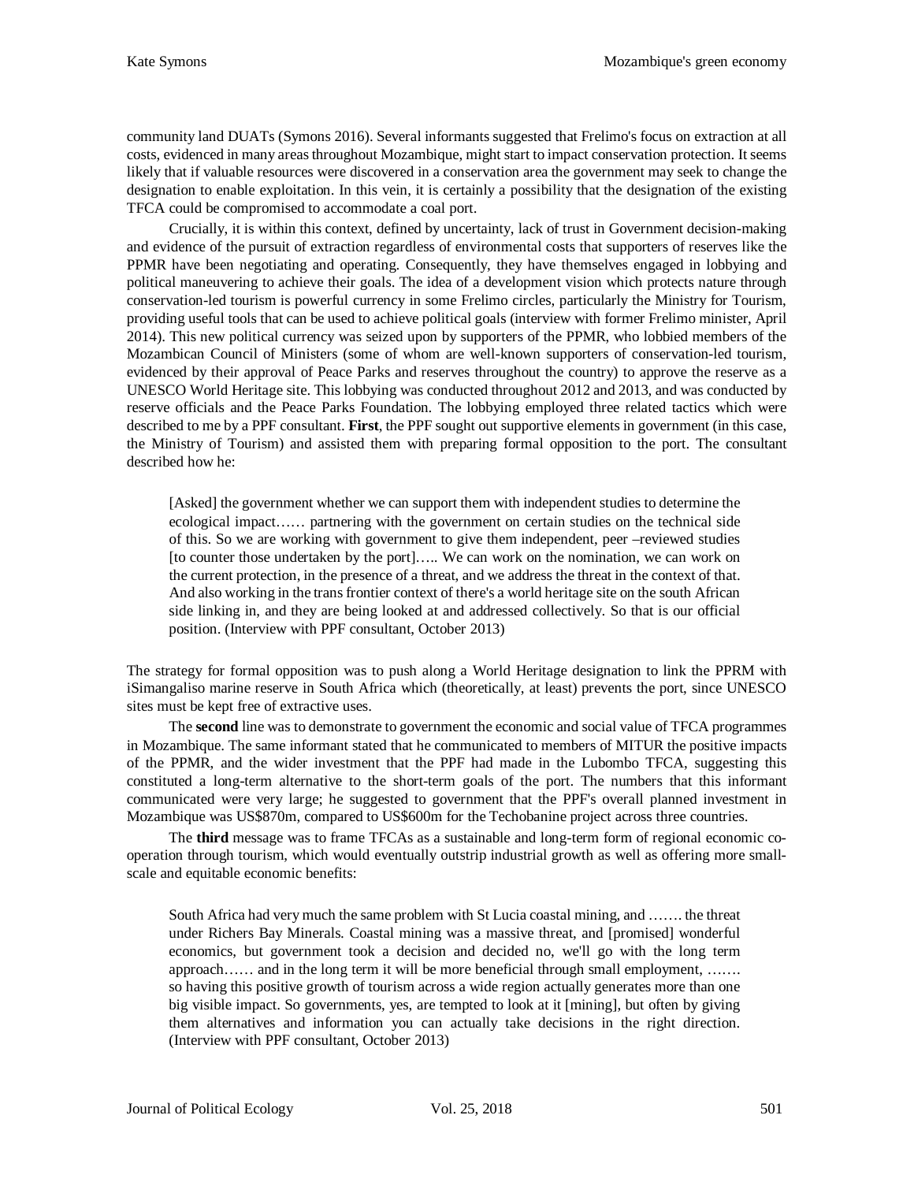community land DUATs (Symons 2016). Several informants suggested that Frelimo's focus on extraction at all costs, evidenced in many areas throughout Mozambique, might start to impact conservation protection. It seems likely that if valuable resources were discovered in a conservation area the government may seek to change the designation to enable exploitation. In this vein, it is certainly a possibility that the designation of the existing TFCA could be compromised to accommodate a coal port.

Crucially, it is within this context, defined by uncertainty, lack of trust in Government decision-making and evidence of the pursuit of extraction regardless of environmental costs that supporters of reserves like the PPMR have been negotiating and operating. Consequently, they have themselves engaged in lobbying and political maneuvering to achieve their goals. The idea of a development vision which protects nature through conservation-led tourism is powerful currency in some Frelimo circles, particularly the Ministry for Tourism, providing useful tools that can be used to achieve political goals (interview with former Frelimo minister, April 2014). This new political currency was seized upon by supporters of the PPMR, who lobbied members of the Mozambican Council of Ministers (some of whom are well-known supporters of conservation-led tourism, evidenced by their approval of Peace Parks and reserves throughout the country) to approve the reserve as a UNESCO World Heritage site. This lobbying was conducted throughout 2012 and 2013, and was conducted by reserve officials and the Peace Parks Foundation. The lobbying employed three related tactics which were described to me by a PPF consultant. **First**, the PPF sought out supportive elements in government (in this case, the Ministry of Tourism) and assisted them with preparing formal opposition to the port. The consultant described how he:

> [Asked] the government whether we can support them with independent studies to determine the ecological impact…… partnering with the government on certain studies on the technical side of this. So we are working with government to give them independent, peer –reviewed studies [to counter those undertaken by the port]….. We can work on the nomination, we can work on the current protection, in the presence of a threat, and we address the threat in the context of that. And also working in the trans frontier context of there's a world heritage site on the south African side linking in, and they are being looked at and addressed collectively. So that is our official position. (Interview with PPF consultant, October 2013)

The strategy for formal opposition was to push along a World Heritage designation to link the PPRM with iSimangaliso marine reserve in South Africa which (theoretically, at least) prevents the port, since UNESCO sites must be kept free of extractive uses.

The **second** line was to demonstrate to government the economic and social value of TFCA programmes in Mozambique. The same informant stated that he communicated to members of MITUR the positive impacts of the PPMR, and the wider investment that the PPF had made in the Lubombo TFCA, suggesting this constituted a long-term alternative to the short-term goals of the port. The numbers that this informant communicated were very large; he suggested to government that the PPF's overall planned investment in Mozambique was US$870m, compared to US$600m for the Techobanine project across three countries.

The **third** message was to frame TFCAs as a sustainable and long-term form of regional economic co-operation through tourism, which would eventually outstrip industrial growth as well as offering more small-scale and equitable economic benefits:

> South Africa had very much the same problem with St Lucia coastal mining, and ……. the threat under Richers Bay Minerals. Coastal mining was a massive threat, and [promised] wonderful economics, but government took a decision and decided no, we'll go with the long term approach…… and in the long term it will be more beneficial through small employment, ……. so having this positive growth of tourism across a wide region actually generates more than one big visible impact. So governments, yes, are tempted to look at it [mining], but often by giving them alternatives and information you can actually take decisions in the right direction. (Interview with PPF consultant, October 2013)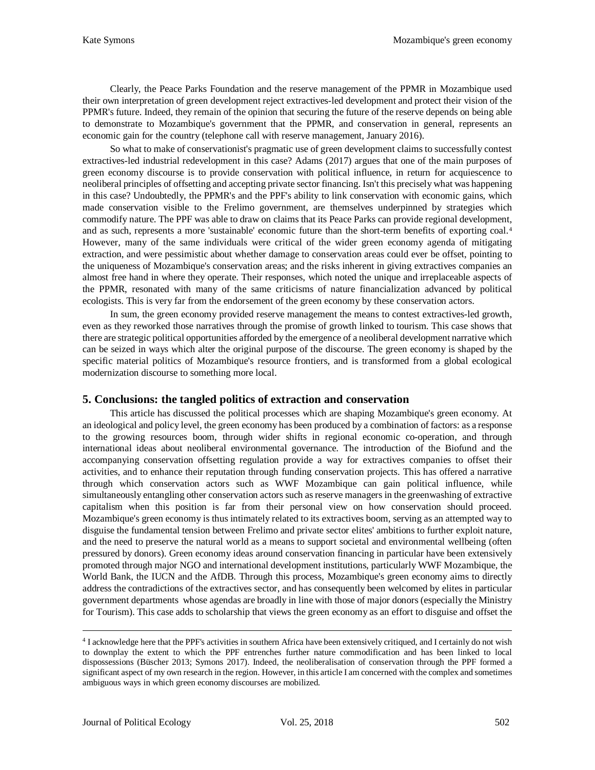Clearly, the Peace Parks Foundation and the reserve management of the PPMR in Mozambique used their own interpretation of green development reject extractives-led development and protect their vision of the PPMR's future. Indeed, they remain of the opinion that securing the future of the reserve depends on being able to demonstrate to Mozambique's government that the PPMR, and conservation in general, represents an economic gain for the country (telephone call with reserve management, January 2016).

So what to make of conservationist's pragmatic use of green development claims to successfully contest extractives-led industrial redevelopment in this case? Adams (2017) argues that one of the main purposes of green economy discourse is to provide conservation with political influence, in return for acquiescence to neoliberal principles of offsetting and accepting private sector financing. Isn't this precisely what was happening in this case? Undoubtedly, the PPMR's and the PPF's ability to link conservation with economic gains, which made conservation visible to the Frelimo government, are themselves underpinned by strategies which commodify nature. The PPF was able to draw on claims that its Peace Parks can provide regional development, and as such, represents a more 'sustainable' economic future than the short-term benefits of exporting coal.[4] However, many of the same individuals were critical of the wider green economy agenda of mitigating extraction, and were pessimistic about whether damage to conservation areas could ever be offset, pointing to the uniqueness of Mozambique's conservation areas; and the risks inherent in giving extractives companies an almost free hand in where they operate. Their responses, which noted the unique and irreplaceable aspects of the PPMR, resonated with many of the same criticisms of nature financialization advanced by political ecologists. This is very far from the endorsement of the green economy by these conservation actors.

In sum, the green economy provided reserve management the means to contest extractives-led growth, even as they reworked those narratives through the promise of growth linked to tourism. This case shows that there are strategic political opportunities afforded by the emergence of a neoliberal development narrative which can be seized in ways which alter the original purpose of the discourse. The green economy is shaped by the specific material politics of Mozambique's resource frontiers, and is transformed from a global ecological modernization discourse to something more local.

## 5. Conclusions: the tangled politics of extraction and conservation

This article has discussed the political processes which are shaping Mozambique's green economy. At an ideological and policy level, the green economy has been produced by a combination of factors: as a response to the growing resources boom, through wider shifts in regional economic co-operation, and through international ideas about neoliberal environmental governance. The introduction of the Biofund and the accompanying conservation offsetting regulation provide a way for extractives companies to offset their activities, and to enhance their reputation through funding conservation projects. This has offered a narrative through which conservation actors such as WWF Mozambique can gain political influence, while simultaneously entangling other conservation actors such as reserve managers in the greenwashing of extractive capitalism when this position is far from their personal view on how conservation should proceed. Mozambique's green economy is thus intimately related to its extractives boom, serving as an attempted way to disguise the fundamental tension between Frelimo and private sector elites' ambitions to further exploit nature, and the need to preserve the natural world as a means to support societal and environmental wellbeing (often pressured by donors). Green economy ideas around conservation financing in particular have been extensively promoted through major NGO and international development institutions, particularly WWF Mozambique, the World Bank, the IUCN and the AfDB. Through this process, Mozambique's green economy aims to directly address the contradictions of the extractives sector, and has consequently been welcomed by elites in particular government departments whose agendas are broadly in line with those of major donors (especially the Ministry for Tourism). This case adds to scholarship that views the green economy as an effort to disguise and offset the

[4] I acknowledge here that the PPF's activities in southern Africa have been extensively critiqued, and I certainly do not wish to downplay the extent to which the PPF entrenches further nature commodification and has been linked to local dispossessions (Büscher 2013; Symons 2017). Indeed, the neoliberalisation of conservation through the PPF formed a significant aspect of my own research in the region. However, in this article I am concerned with the complex and sometimes ambiguous ways in which green economy discourses are mobilized.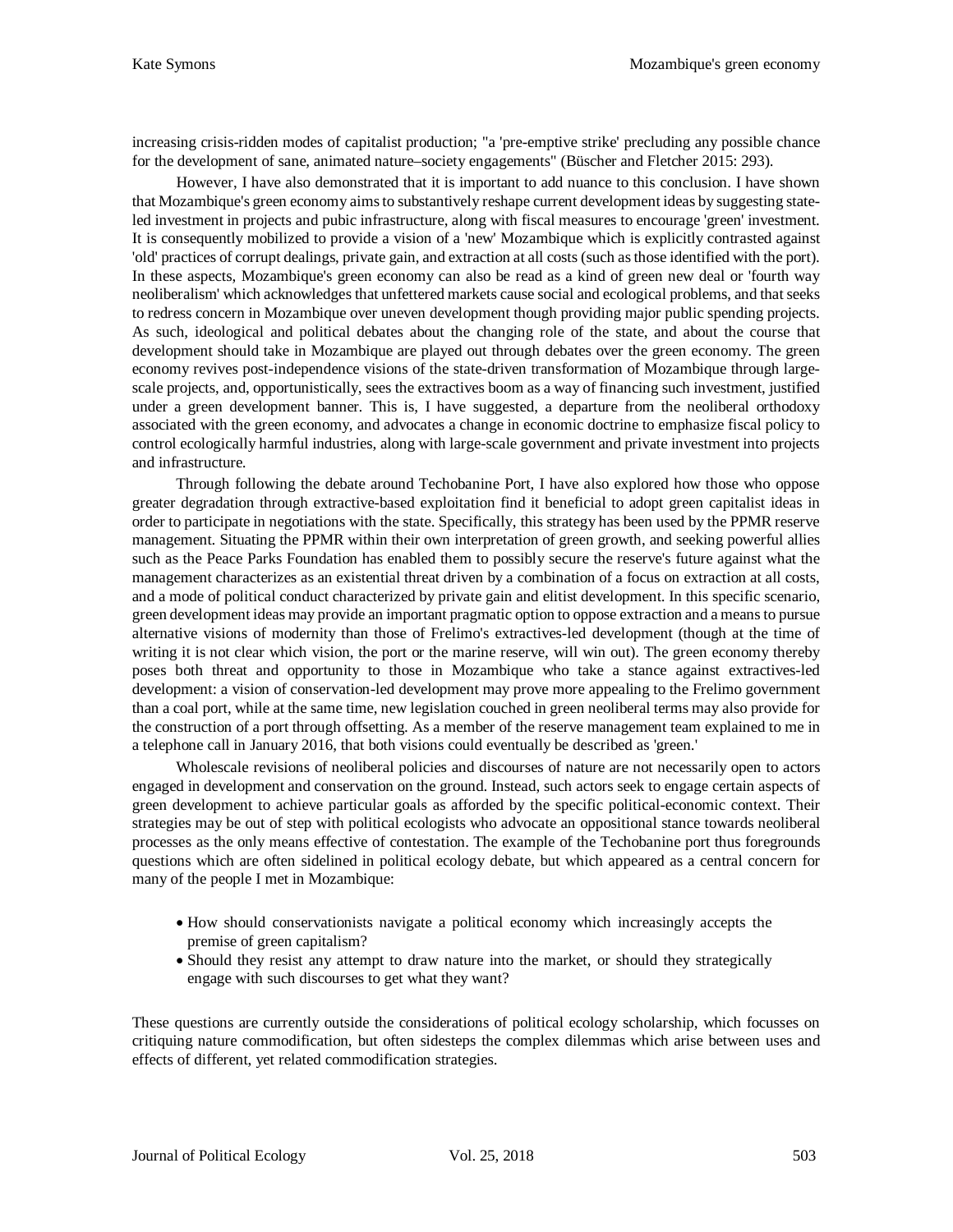increasing crisis-ridden modes of capitalist production; "a 'pre-emptive strike' precluding any possible chance for the development of sane, animated nature–society engagements" (Büscher and Fletcher 2015: 293).

However, I have also demonstrated that it is important to add nuance to this conclusion. I have shown that Mozambique's green economy aims to substantively reshape current development ideas by suggesting state-led investment in projects and pubic infrastructure, along with fiscal measures to encourage 'green' investment. It is consequently mobilized to provide a vision of a 'new' Mozambique which is explicitly contrasted against 'old' practices of corrupt dealings, private gain, and extraction at all costs (such as those identified with the port). In these aspects, Mozambique's green economy can also be read as a kind of green new deal or 'fourth way neoliberalism' which acknowledges that unfettered markets cause social and ecological problems, and that seeks to redress concern in Mozambique over uneven development though providing major public spending projects. As such, ideological and political debates about the changing role of the state, and about the course that development should take in Mozambique are played out through debates over the green economy. The green economy revives post-independence visions of the state-driven transformation of Mozambique through large-scale projects, and, opportunistically, sees the extractives boom as a way of financing such investment, justified under a green development banner. This is, I have suggested, a departure from the neoliberal orthodoxy associated with the green economy, and advocates a change in economic doctrine to emphasize fiscal policy to control ecologically harmful industries, along with large-scale government and private investment into projects and infrastructure.

Through following the debate around Techobanine Port, I have also explored how those who oppose greater degradation through extractive-based exploitation find it beneficial to adopt green capitalist ideas in order to participate in negotiations with the state. Specifically, this strategy has been used by the PPMR reserve management. Situating the PPMR within their own interpretation of green growth, and seeking powerful allies such as the Peace Parks Foundation has enabled them to possibly secure the reserve's future against what the management characterizes as an existential threat driven by a combination of a focus on extraction at all costs, and a mode of political conduct characterized by private gain and elitist development. In this specific scenario, green development ideas may provide an important pragmatic option to oppose extraction and a means to pursue alternative visions of modernity than those of Frelimo's extractives-led development (though at the time of writing it is not clear which vision, the port or the marine reserve, will win out). The green economy thereby poses both threat and opportunity to those in Mozambique who take a stance against extractives-led development: a vision of conservation-led development may prove more appealing to the Frelimo government than a coal port, while at the same time, new legislation couched in green neoliberal terms may also provide for the construction of a port through offsetting. As a member of the reserve management team explained to me in a telephone call in January 2016, that both visions could eventually be described as 'green.'

Wholescale revisions of neoliberal policies and discourses of nature are not necessarily open to actors engaged in development and conservation on the ground. Instead, such actors seek to engage certain aspects of green development to achieve particular goals as afforded by the specific political-economic context. Their strategies may be out of step with political ecologists who advocate an oppositional stance towards neoliberal processes as the only means effective of contestation. The example of the Techobanine port thus foregrounds questions which are often sidelined in political ecology debate, but which appeared as a central concern for many of the people I met in Mozambique:

- How should conservationists navigate a political economy which increasingly accepts the premise of green capitalism?
- Should they resist any attempt to draw nature into the market, or should they strategically engage with such discourses to get what they want?

These questions are currently outside the considerations of political ecology scholarship, which focusses on critiquing nature commodification, but often sidesteps the complex dilemmas which arise between uses and effects of different, yet related commodification strategies.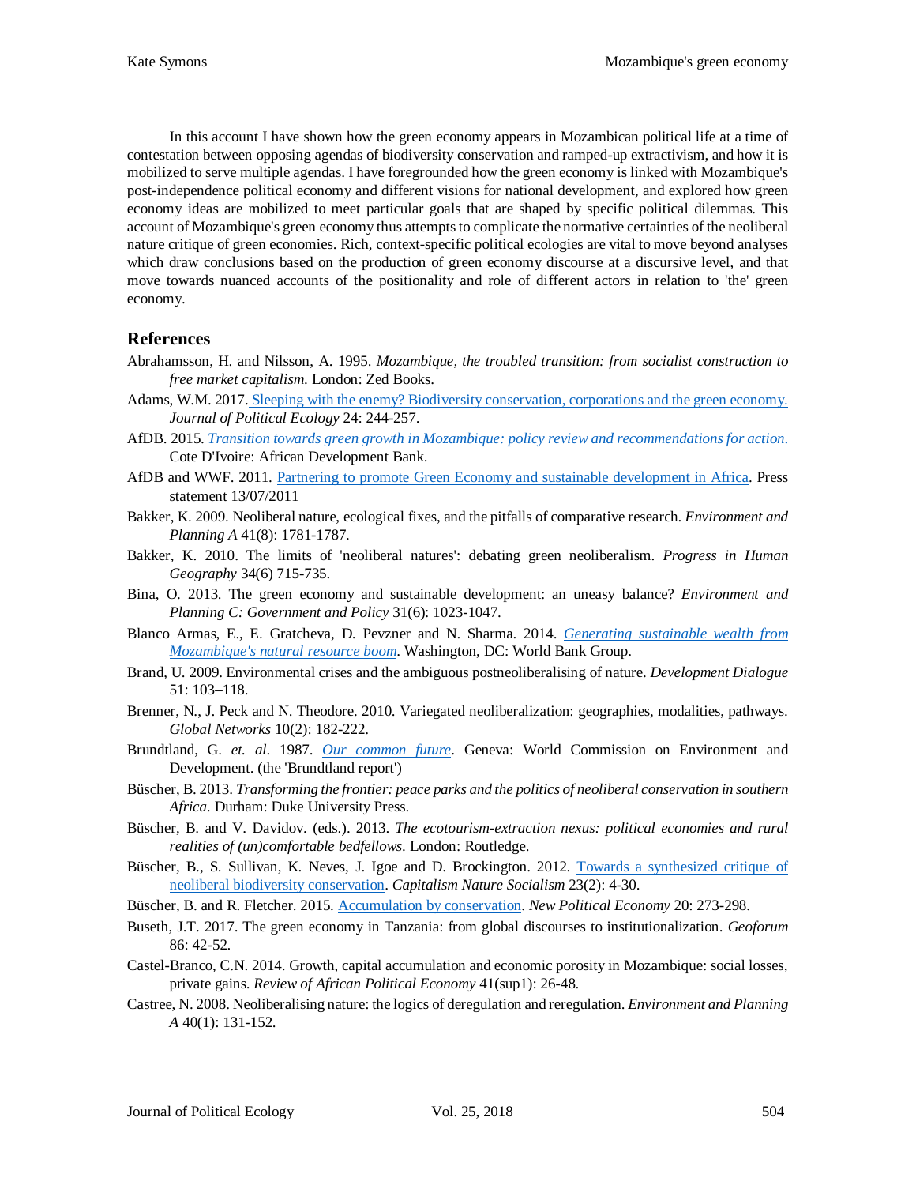In this account I have shown how the green economy appears in Mozambican political life at a time of contestation between opposing agendas of biodiversity conservation and ramped-up extractivism, and how it is mobilized to serve multiple agendas. I have foregrounded how the green economy is linked with Mozambique's post-independence political economy and different visions for national development, and explored how green economy ideas are mobilized to meet particular goals that are shaped by specific political dilemmas. This account of Mozambique's green economy thus attempts to complicate the normative certainties of the neoliberal nature critique of green economies. Rich, context-specific political ecologies are vital to move beyond analyses which draw conclusions based on the production of green economy discourse at a discursive level, and that move towards nuanced accounts of the positionality and role of different actors in relation to 'the' green economy.

## References

Abrahamsson, H. and Nilsson, A. 1995. *Mozambique, the troubled transition: from socialist construction to free market capitalism.* London: Zed Books.

Adams, W.M. 2017. Sleeping with the enemy? Biodiversity conservation, corporations and the green economy. *Journal of Political Ecology* 24: 244-257.

AfDB. 2015. *Transition towards green growth in Mozambique: policy review and recommendations for action.* Cote D'Ivoire: African Development Bank.

AfDB and WWF. 2011. Partnering to promote Green Economy and sustainable development in Africa. Press statement 13/07/2011

Bakker, K. 2009. Neoliberal nature, ecological fixes, and the pitfalls of comparative research. *Environment and Planning A* 41(8): 1781-1787.

Bakker, K. 2010. The limits of 'neoliberal natures': debating green neoliberalism. *Progress in Human Geography* 34(6) 715-735.

Bina, O. 2013. The green economy and sustainable development: an uneasy balance? *Environment and Planning C: Government and Policy* 31(6): 1023-1047.

Blanco Armas, E., E. Gratcheva, D. Pevzner and N. Sharma. 2014. *Generating sustainable wealth from Mozambique's natural resource boom.* Washington, DC: World Bank Group.

Brand, U. 2009. Environmental crises and the ambiguous postneoliberalising of nature. *Development Dialogue* 51: 103–118.

Brenner, N., J. Peck and N. Theodore. 2010. Variegated neoliberalization: geographies, modalities, pathways. *Global Networks* 10(2): 182-222.

Brundtland, G. *et. al*. 1987. *Our common future*. Geneva: World Commission on Environment and Development. (the 'Brundtland report')

Büscher, B. 2013. *Transforming the frontier: peace parks and the politics of neoliberal conservation in southern Africa.* Durham: Duke University Press.

Büscher, B. and V. Davidov. (eds.). 2013. *The ecotourism-extraction nexus: political economies and rural realities of (un)comfortable bedfellows.* London: Routledge.

Büscher, B., S. Sullivan, K. Neves, J. Igoe and D. Brockington. 2012. Towards a synthesized critique of neoliberal biodiversity conservation. *Capitalism Nature Socialism* 23(2): 4-30.

Büscher, B. and R. Fletcher. 2015. Accumulation by conservation. *New Political Economy* 20: 273-298.

Buseth, J.T. 2017. The green economy in Tanzania: from global discourses to institutionalization. *Geoforum* 86: 42-52.

Castel-Branco, C.N. 2014. Growth, capital accumulation and economic porosity in Mozambique: social losses, private gains. *Review of African Political Economy* 41(sup1): 26-48.

Castree, N. 2008. Neoliberalising nature: the logics of deregulation and reregulation. *Environment and Planning A* 40(1): 131-152.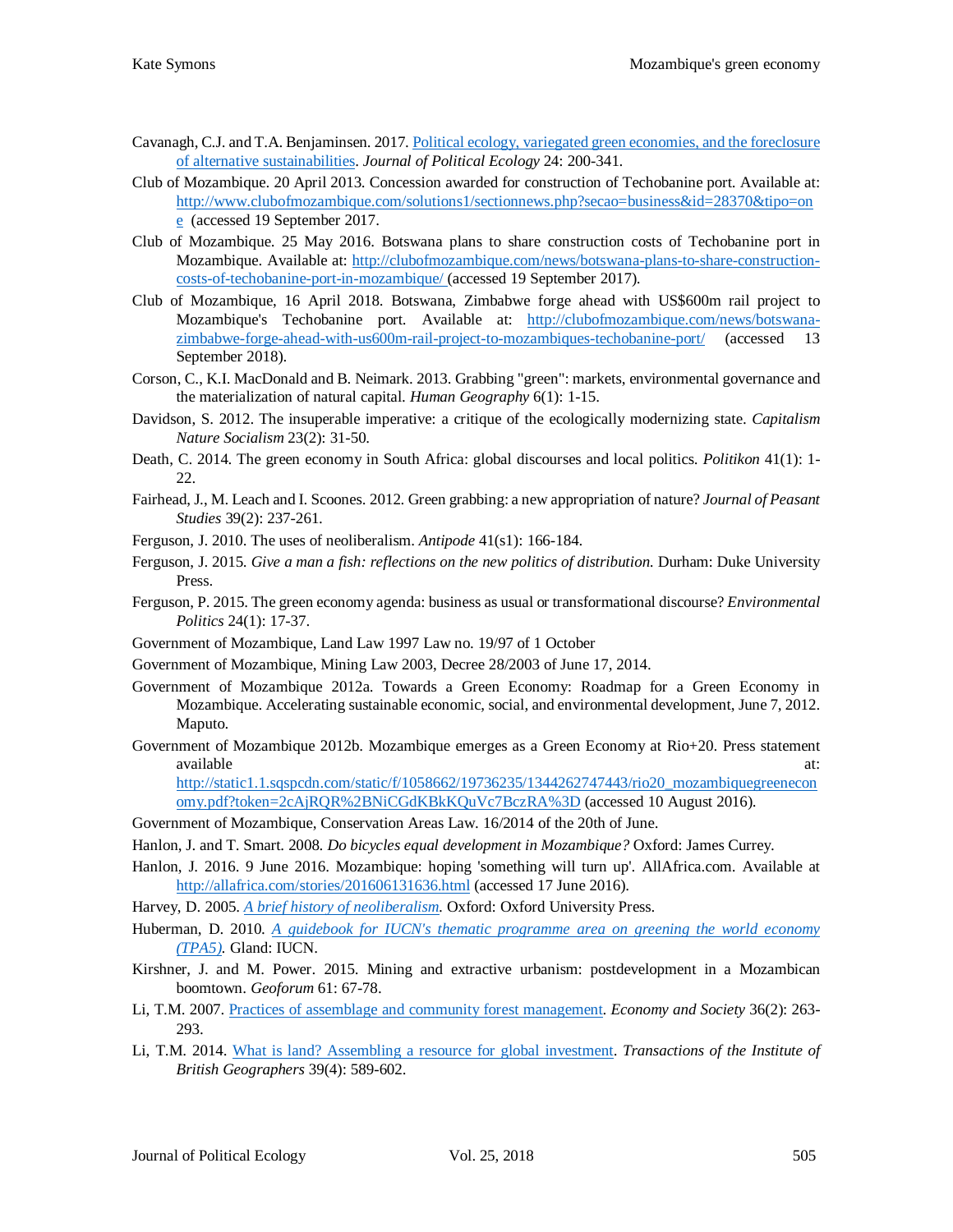Cavanagh, C.J. and T.A. Benjaminsen. 2017. [Political ecology, variegated green economies, and the foreclosure of alternative sustainabilities](). *Journal of Political Ecology* 24: 200-341.

Club of Mozambique. 20 April 2013. Concession awarded for construction of Techobanine port. Available at: http://www.clubofmozambique.com/solutions1/sectionnews.php?secao=business&id=28370&tipo=one (accessed 19 September 2017.

Club of Mozambique. 25 May 2016. Botswana plans to share construction costs of Techobanine port in Mozambique. Available at: http://clubofmozambique.com/news/botswana-plans-to-share-construction-costs-of-techobanine-port-in-mozambique/ (accessed 19 September 2017).

Club of Mozambique, 16 April 2018. Botswana, Zimbabwe forge ahead with US$600m rail project to Mozambique's Techobanine port. Available at: http://clubofmozambique.com/news/botswana-zimbabwe-forge-ahead-with-us600m-rail-project-to-mozambiques-techobanine-port/ (accessed 13 September 2018).

Corson, C., K.I. MacDonald and B. Neimark. 2013. Grabbing "green": markets, environmental governance and the materialization of natural capital. *Human Geography* 6(1): 1-15.

Davidson, S. 2012. The insuperable imperative: a critique of the ecologically modernizing state. *Capitalism Nature Socialism* 23(2): 31-50.

Death, C. 2014. The green economy in South Africa: global discourses and local politics. *Politikon* 41(1): 1-22.

Fairhead, J., M. Leach and I. Scoones. 2012. Green grabbing: a new appropriation of nature? *Journal of Peasant Studies* 39(2): 237-261.

Ferguson, J. 2010. The uses of neoliberalism. *Antipode* 41(s1): 166-184.

Ferguson, J. 2015. *Give a man a fish: reflections on the new politics of distribution.* Durham: Duke University Press.

Ferguson, P. 2015. The green economy agenda: business as usual or transformational discourse? *Environmental Politics* 24(1): 17-37.

Government of Mozambique, Land Law 1997 Law no. 19/97 of 1 October

Government of Mozambique, Mining Law 2003, Decree 28/2003 of June 17, 2014.

Government of Mozambique 2012a. Towards a Green Economy: Roadmap for a Green Economy in Mozambique. Accelerating sustainable economic, social, and environmental development, June 7, 2012. Maputo.

Government of Mozambique 2012b. Mozambique emerges as a Green Economy at Rio+20. Press statement available at: http://static1.1.sqspcdn.com/static/f/1058662/19736235/1344262747443/rio20_mozambiquegreeneconomy.pdf?token=2cAjRQR%2BNiCGdKBkKQuVc7BczRA%3D (accessed 10 August 2016).

Government of Mozambique, Conservation Areas Law. 16/2014 of the 20th of June.

Hanlon, J. and T. Smart. 2008. *Do bicycles equal development in Mozambique?* Oxford: James Currey.

Hanlon, J. 2016. 9 June 2016. Mozambique: hoping 'something will turn up'. AllAfrica.com. Available at http://allafrica.com/stories/201606131636.html (accessed 17 June 2016).

Harvey, D. 2005. *A brief history of neoliberalism.* Oxford: Oxford University Press.

Huberman, D. 2010. *A guidebook for IUCN's thematic programme area on greening the world economy (TPA5).* Gland: IUCN.

Kirshner, J. and M. Power. 2015. Mining and extractive urbanism: postdevelopment in a Mozambican boomtown. *Geoforum* 61: 67-78.

Li, T.M. 2007. Practices of assemblage and community forest management. *Economy and Society* 36(2): 263-293.

Li, T.M. 2014. What is land? Assembling a resource for global investment. *Transactions of the Institute of British Geographers* 39(4): 589-602.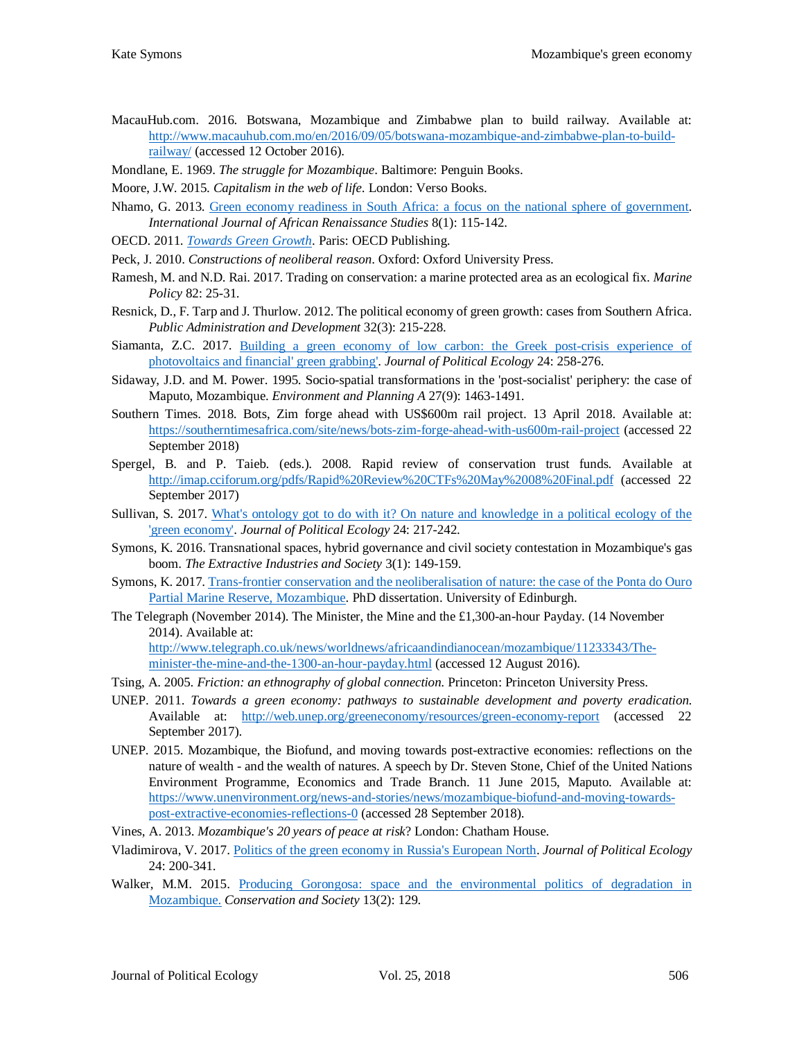MacauHub.com. 2016. Botswana, Mozambique and Zimbabwe plan to build railway. Available at: [http://www.macauhub.com.mo/en/2016/09/05/botswana-mozambique-and-zimbabwe-plan-to-build-railway/](http://www.macauhub.com.mo/en/2016/09/05/botswana-mozambique-and-zimbabwe-plan-to-build-railway/) (accessed 12 October 2016).

Mondlane, E. 1969. *The struggle for Mozambique*. Baltimore: Penguin Books.

Moore, J.W. 2015. *Capitalism in the web of life*. London: Verso Books.

Nhamo, G. 2013. [Green economy readiness in South Africa: a focus on the national sphere of government](). *International Journal of African Renaissance Studies* 8(1): 115-142.

OECD. 2011. [*Towards Green Growth*](). Paris: OECD Publishing.

Peck, J. 2010. *Constructions of neoliberal reason*. Oxford: Oxford University Press.

Ramesh, M. and N.D. Rai. 2017. Trading on conservation: a marine protected area as an ecological fix. *Marine Policy* 82: 25-31.

Resnick, D., F. Tarp and J. Thurlow. 2012. The political economy of green growth: cases from Southern Africa. *Public Administration and Development* 32(3): 215-228.

Siamanta, Z.C. 2017. [Building a green economy of low carbon: the Greek post-crisis experience of photovoltaics and financial' green grabbing'](). *Journal of Political Ecology* 24: 258-276.

Sidaway, J.D. and M. Power. 1995. Socio-spatial transformations in the 'post-socialist' periphery: the case of Maputo, Mozambique. *Environment and Planning A* 27(9): 1463-1491.

Southern Times. 2018. Bots, Zim forge ahead with US$600m rail project. 13 April 2018. Available at: [https://southerntimesafrica.com/site/news/bots-zim-forge-ahead-with-us600m-rail-project](https://southerntimesafrica.com/site/news/bots-zim-forge-ahead-with-us600m-rail-project) (accessed 22 September 2018)

Spergel, B. and P. Taieb. (eds.). 2008. Rapid review of conservation trust funds. Available at [http://imap.cciforum.org/pdfs/Rapid%20Review%20CTFs%20May%2008%20Final.pdf](http://imap.cciforum.org/pdfs/Rapid%20Review%20CTFs%20May%2008%20Final.pdf) (accessed 22 September 2017)

Sullivan, S. 2017. [What's ontology got to do with it? On nature and knowledge in a political ecology of the 'green economy'](). *Journal of Political Ecology* 24: 217-242.

Symons, K. 2016. Transnational spaces, hybrid governance and civil society contestation in Mozambique's gas boom. *The Extractive Industries and Society* 3(1): 149-159.

Symons, K. 2017. [Trans-frontier conservation and the neoliberalisation of nature: the case of the Ponta do Ouro Partial Marine Reserve, Mozambique](). PhD dissertation. University of Edinburgh.

The Telegraph (November 2014). The Minister, the Mine and the £1,300-an-hour Payday. (14 November 2014). Available at: [http://www.telegraph.co.uk/news/worldnews/africaandindianocean/mozambique/11233343/The-minister-the-mine-and-the-1300-an-hour-payday.html](http://www.telegraph.co.uk/news/worldnews/africaandindianocean/mozambique/11233343/The-minister-the-mine-and-the-1300-an-hour-payday.html) (accessed 12 August 2016).

Tsing, A. 2005. *Friction: an ethnography of global connection*. Princeton: Princeton University Press.

UNEP. 2011. *Towards a green economy: pathways to sustainable development and poverty eradication*. Available at: [http://web.unep.org/greeneconomy/resources/green-economy-report](http://web.unep.org/greeneconomy/resources/green-economy-report) (accessed 22 September 2017).

UNEP. 2015. Mozambique, the Biofund, and moving towards post-extractive economies: reflections on the nature of wealth - and the wealth of natures. A speech by Dr. Steven Stone, Chief of the United Nations Environment Programme, Economics and Trade Branch. 11 June 2015, Maputo. Available at: [https://www.unenvironment.org/news-and-stories/news/mozambique-biofund-and-moving-towards-post-extractive-economies-reflections-0](https://www.unenvironment.org/news-and-stories/news/mozambique-biofund-and-moving-towards-post-extractive-economies-reflections-0) (accessed 28 September 2018).

Vines, A. 2013. *Mozambique's 20 years of peace at risk*? London: Chatham House.

Vladimirova, V. 2017. [Politics of the green economy in Russia's European North](). *Journal of Political Ecology* 24: 200-341.

Walker, M.M. 2015. [Producing Gorongosa: space and the environmental politics of degradation in Mozambique.]() *Conservation and Society* 13(2): 129.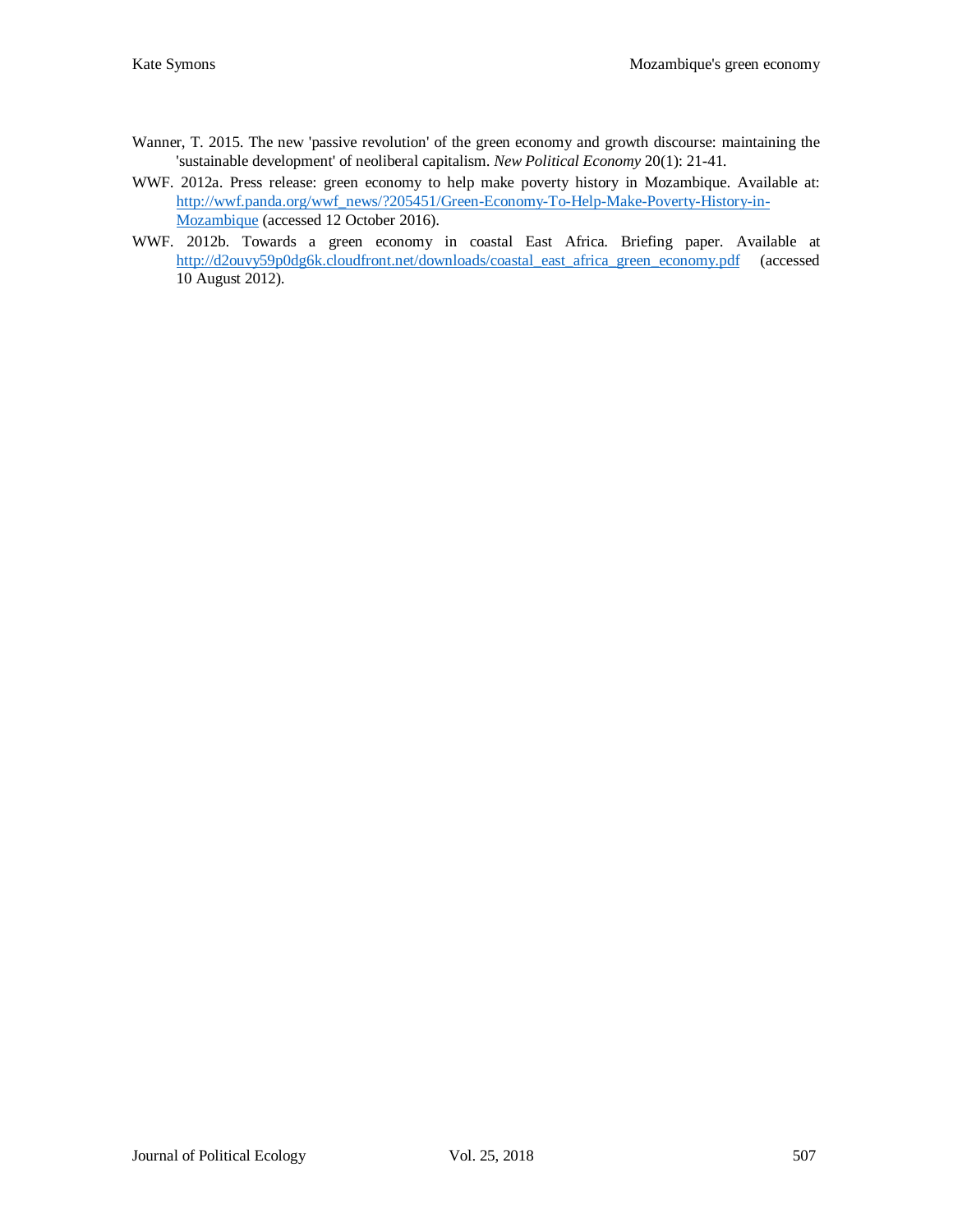Wanner, T. 2015. The new 'passive revolution' of the green economy and growth discourse: maintaining the 'sustainable development' of neoliberal capitalism. *New Political Economy* 20(1): 21-41.

WWF. 2012a. Press release: green economy to help make poverty history in Mozambique. Available at: [http://wwf.panda.org/wwf_news/?205451/Green-Economy-To-Help-Make-Poverty-History-in-Mozambique](http://wwf.panda.org/wwf_news/?205451/Green-Economy-To-Help-Make-Poverty-History-in-Mozambique) (accessed 12 October 2016).

WWF. 2012b. Towards a green economy in coastal East Africa. Briefing paper. Available at [http://d2ouvy59p0dg6k.cloudfront.net/downloads/coastal_east_africa_green_economy.pdf](http://d2ouvy59p0dg6k.cloudfront.net/downloads/coastal_east_africa_green_economy.pdf) (accessed 10 August 2012).